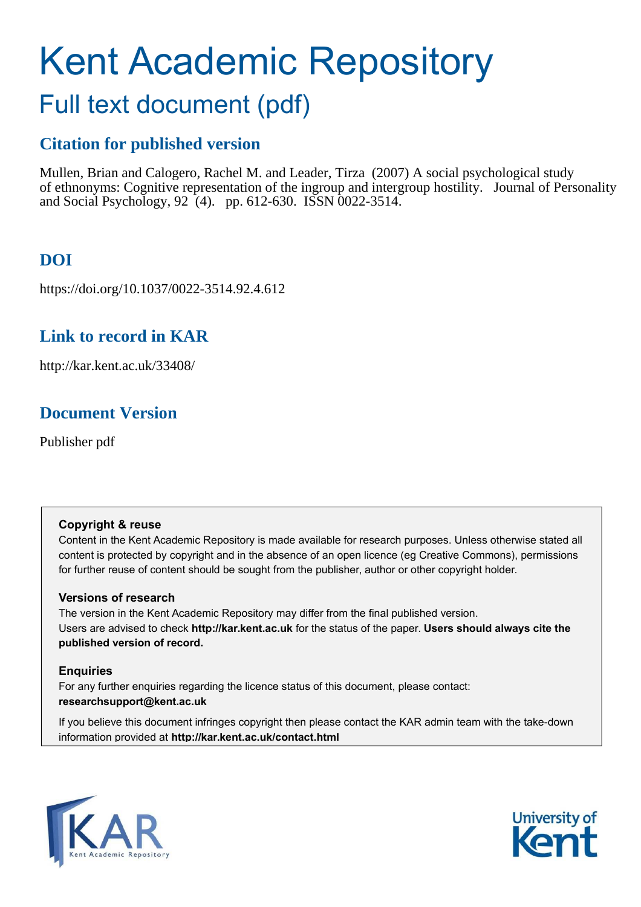# Kent Academic Repository

## Full text document (pdf)

### Citation for published version

Mullen, Brian and Calogero, Rachel M. and Leader, Tirza (2007) A social psychological study of ethnonyms: Cognitive representation of the ingroup and intergroup hostility. Journal of Personality and Social Psychology, 92 (4). pp. 612-630. ISSN 0022-3514.

### DOI

https://doi.org/10.1037/0022-3514.92.4.612

### Link to record in KAR

http://kar.kent.ac.uk/33408/

### Document Version

Publisher pdf

**Copyright & reuse**

Content in the Kent Academic Repository is made available for research purposes. Unless otherwise stated all content is protected by copyright and in the absence of an open licence (eg Creative Commons), permissions for further reuse of content should be sought from the publisher, author or other copyright holder.

**Versions of research**

The version in the Kent Academic Repository may differ from the final published version. Users are advised to check **http://kar.kent.ac.uk** for the status of the paper. **Users should always cite the published version of record.**

**Enquiries**

For any further enquiries regarding the licence status of this document, please contact: **researchsupport@kent.ac.uk**

If you believe this document infringes copyright then please contact the KAR admin team with the take-down information provided at **http://kar.kent.ac.uk/contact.html**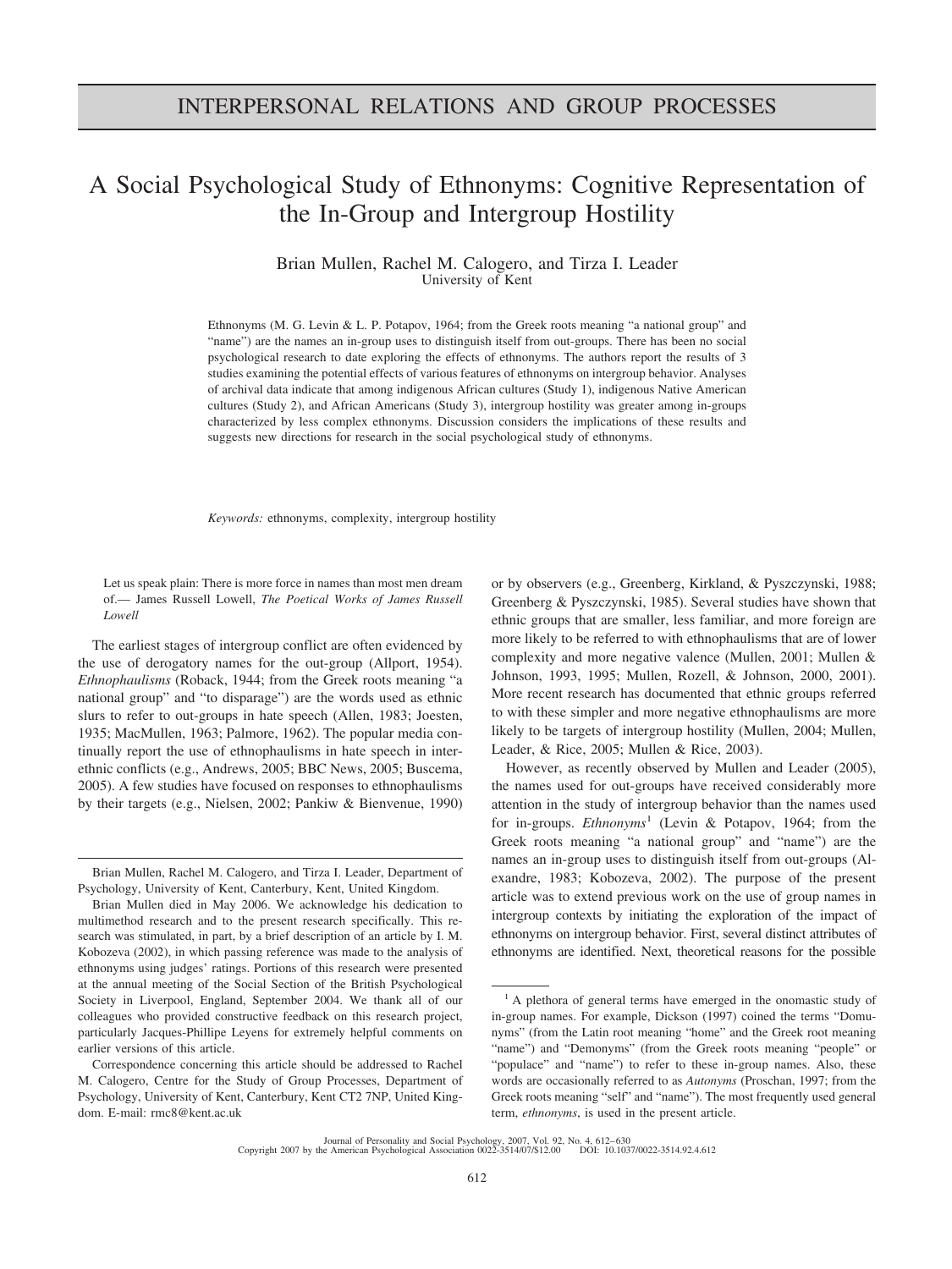# INTERPERSONAL RELATIONS AND GROUP PROCESSES

# A Social Psychological Study of Ethnonyms: Cognitive Representation of the In-Group and Intergroup Hostility

Brian Mullen, Rachel M. Calogero, and Tirza I. Leader
University of Kent

Ethnonyms (M. G. Levin & L. P. Potapov, 1964; from the Greek roots meaning "a national group" and "name") are the names an in-group uses to distinguish itself from out-groups. There has been no social psychological research to date exploring the effects of ethnonyms. The authors report the results of 3 studies examining the potential effects of various features of ethnonyms on intergroup behavior. Analyses of archival data indicate that among indigenous African cultures (Study 1), indigenous Native American cultures (Study 2), and African Americans (Study 3), intergroup hostility was greater among in-groups characterized by less complex ethnonyms. Discussion considers the implications of these results and suggests new directions for research in the social psychological study of ethnonyms.

*Keywords:* ethnonyms, complexity, intergroup hostility

> Let us speak plain: There is more force in names than most men dream of.— James Russell Lowell, *The Poetical Works of James Russell Lowell*

The earliest stages of intergroup conflict are often evidenced by the use of derogatory names for the out-group (Allport, 1954). *Ethnophaulisms* (Roback, 1944; from the Greek roots meaning "a national group" and "to disparage") are the words used as ethnic slurs to refer to out-groups in hate speech (Allen, 1983; Joesten, 1935; MacMullen, 1963; Palmore, 1962). The popular media continually report the use of ethnophaulisms in hate speech in interethnic conflicts (e.g., Andrews, 2005; BBC News, 2005; Buscema, 2005). A few studies have focused on responses to ethnophaulisms by their targets (e.g., Nielsen, 2002; Pankiw & Bienvenue, 1990) or by observers (e.g., Greenberg, Kirkland, & Pyszczynski, 1988; Greenberg & Pyszczynski, 1985). Several studies have shown that ethnic groups that are smaller, less familiar, and more foreign are more likely to be referred to with ethnophaulisms that are of lower complexity and more negative valence (Mullen, 2001; Mullen & Johnson, 1993, 1995; Mullen, Rozell, & Johnson, 2000, 2001). More recent research has documented that ethnic groups referred to with these simpler and more negative ethnophaulisms are more likely to be targets of intergroup hostility (Mullen, 2004; Mullen, Leader, & Rice, 2005; Mullen & Rice, 2003).

However, as recently observed by Mullen and Leader (2005), the names used for out-groups have received considerably more attention in the study of intergroup behavior than the names used for in-groups. *Ethnonyms*[1] (Levin & Potapov, 1964; from the Greek roots meaning "a national group" and "name") are the names an in-group uses to distinguish itself from out-groups (Alexandre, 1983; Kobozeva, 2002). The purpose of the present article was to extend previous work on the use of group names in intergroup contexts by initiating the exploration of the impact of ethnonyms on intergroup behavior. First, several distinct attributes of ethnonyms are identified. Next, theoretical reasons for the possible

Brian Mullen, Rachel M. Calogero, and Tirza I. Leader, Department of Psychology, University of Kent, Canterbury, Kent, United Kingdom.

Brian Mullen died in May 2006. We acknowledge his dedication to multimethod research and to the present research specifically. This research was stimulated, in part, by a brief description of an article by I. M. Kobozeva (2002), in which passing reference was made to the analysis of ethnonyms using judges' ratings. Portions of this research were presented at the annual meeting of the Social Section of the British Psychological Society in Liverpool, England, September 2004. We thank all of our colleagues who provided constructive feedback on this research project, particularly Jacques-Phillipe Leyens for extremely helpful comments on earlier versions of this article.

Correspondence concerning this article should be addressed to Rachel M. Calogero, Centre for the Study of Group Processes, Department of Psychology, University of Kent, Canterbury, Kent CT2 7NP, United Kingdom. E-mail: rmc8@kent.ac.uk

[1] A plethora of general terms have emerged in the onomastic study of in-group names. For example, Dickson (1997) coined the terms "Domunyms" (from the Latin root meaning "home" and the Greek root meaning "name") and "Demonyms" (from the Greek roots meaning "people" or "populace" and "name") to refer to these in-group names. Also, these words are occasionally referred to as *Autonyms* (Proschan, 1997; from the Greek roots meaning "self" and "name"). The most frequently used general term, *ethnonyms*, is used in the present article.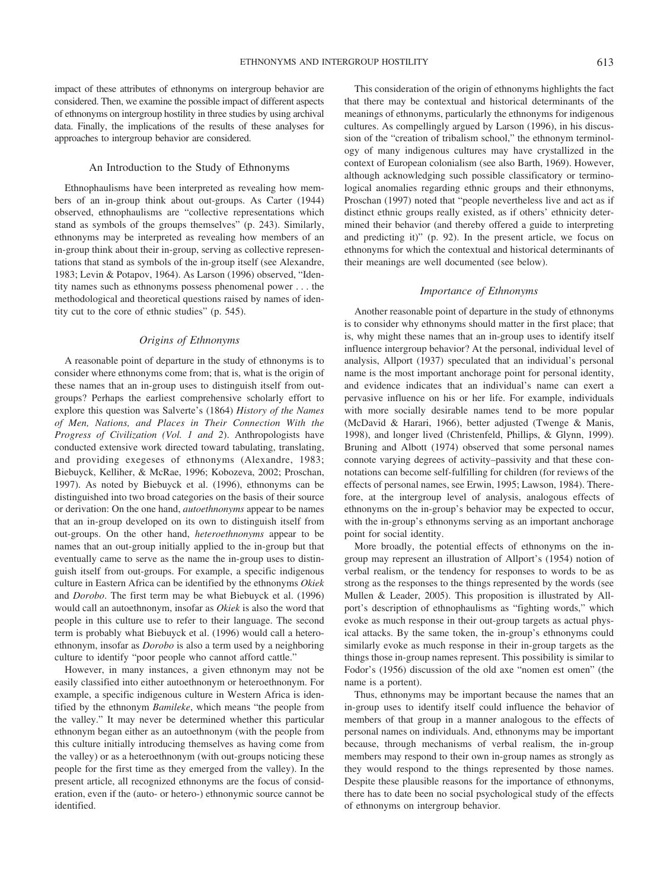impact of these attributes of ethnonyms on intergroup behavior are considered. Then, we examine the possible impact of different aspects of ethnonyms on intergroup hostility in three studies by using archival data. Finally, the implications of the results of these analyses for approaches to intergroup behavior are considered.

## An Introduction to the Study of Ethnonyms

Ethnophaulisms have been interpreted as revealing how members of an in-group think about out-groups. As Carter (1944) observed, ethnophaulisms are "collective representations which stand as symbols of the groups themselves" (p. 243). Similarly, ethnonyms may be interpreted as revealing how members of an in-group think about their in-group, serving as collective representations that stand as symbols of the in-group itself (see Alexandre, 1983; Levin & Potapov, 1964). As Larson (1996) observed, "Identity names such as ethnonyms possess phenomenal power . . . the methodological and theoretical questions raised by names of identity cut to the core of ethnic studies" (p. 545).

### *Origins of Ethnonyms*

A reasonable point of departure in the study of ethnonyms is to consider where ethnonyms come from; that is, what is the origin of these names that an in-group uses to distinguish itself from out-groups? Perhaps the earliest comprehensive scholarly effort to explore this question was Salverte's (1864) *History of the Names of Men, Nations, and Places in Their Connection With the Progress of Civilization (Vol. 1 and 2)*. Anthropologists have conducted extensive work directed toward tabulating, translating, and providing exegeses of ethnonyms (Alexandre, 1983; Biebuyck, Kelliher, & McRae, 1996; Kobozeva, 2002; Proschan, 1997). As noted by Biebuyck et al. (1996), ethnonyms can be distinguished into two broad categories on the basis of their source or derivation: On the one hand, *autoethnonyms* appear to be names that an in-group developed on its own to distinguish itself from out-groups. On the other hand, *heteroethnonyms* appear to be names that an out-group initially applied to the in-group but that eventually came to serve as the name the in-group uses to distinguish itself from out-groups. For example, a specific indigenous culture in Eastern Africa can be identified by the ethnonyms *Okiek* and *Dorobo*. The first term may be what Biebuyck et al. (1996) would call an autoethnonym, insofar as *Okiek* is also the word that people in this culture use to refer to their language. The second term is probably what Biebuyck et al. (1996) would call a heteroethnonym, insofar as *Dorobo* is also a term used by a neighboring culture to identify "poor people who cannot afford cattle."

However, in many instances, a given ethnonym may not be easily classified into either autoethnonym or heteroethnonym. For example, a specific indigenous culture in Western Africa is identified by the ethnonym *Bamileke*, which means "the people from the valley." It may never be determined whether this particular ethnonym began either as an autoethnonym (with the people from this culture initially introducing themselves as having come from the valley) or as a heteroethnonym (with out-groups noticing these people for the first time as they emerged from the valley). In the present article, all recognized ethnonyms are the focus of consideration, even if the (auto- or hetero-) ethnonymic source cannot be identified.

This consideration of the origin of ethnonyms highlights the fact that there may be contextual and historical determinants of the meanings of ethnonyms, particularly the ethnonyms for indigenous cultures. As compellingly argued by Larson (1996), in his discussion of the "creation of tribalism school," the ethnonym terminology of many indigenous cultures may have crystallized in the context of European colonialism (see also Barth, 1969). However, although acknowledging such possible classificatory or terminological anomalies regarding ethnic groups and their ethnonyms, Proschan (1997) noted that "people nevertheless live and act as if distinct ethnic groups really existed, as if others' ethnicity determined their behavior (and thereby offered a guide to interpreting and predicting it)" (p. 92). In the present article, we focus on ethnonyms for which the contextual and historical determinants of their meanings are well documented (see below).

### *Importance of Ethnonyms*

Another reasonable point of departure in the study of ethnonyms is to consider why ethnonyms should matter in the first place; that is, why might these names that an in-group uses to identify itself influence intergroup behavior? At the personal, individual level of analysis, Allport (1937) speculated that an individual's personal name is the most important anchorage point for personal identity, and evidence indicates that an individual's name can exert a pervasive influence on his or her life. For example, individuals with more socially desirable names tend to be more popular (McDavid & Harari, 1966), better adjusted (Twenge & Manis, 1998), and longer lived (Christenfeld, Phillips, & Glynn, 1999). Bruning and Albott (1974) observed that some personal names connote varying degrees of activity–passivity and that these connotations can become self-fulfilling for children (for reviews of the effects of personal names, see Erwin, 1995; Lawson, 1984). Therefore, at the intergroup level of analysis, analogous effects of ethnonyms on the in-group's behavior may be expected to occur, with the in-group's ethnonyms serving as an important anchorage point for social identity.

More broadly, the potential effects of ethnonyms on the in-group may represent an illustration of Allport's (1954) notion of verbal realism, or the tendency for responses to words to be as strong as the responses to the things represented by the words (see Mullen & Leader, 2005). This proposition is illustrated by Allport's description of ethnophaulisms as "fighting words," which evoke as much response in their out-group targets as actual physical attacks. By the same token, the in-group's ethnonyms could similarly evoke as much response in their in-group targets as the things those in-group names represent. This possibility is similar to Fodor's (1956) discussion of the old axe "nomen est omen" (the name is a portent).

Thus, ethnonyms may be important because the names that an in-group uses to identify itself could influence the behavior of members of that group in a manner analogous to the effects of personal names on individuals. And, ethnonyms may be important because, through mechanisms of verbal realism, the in-group members may respond to their own in-group names as strongly as they would respond to the things represented by those names. Despite these plausible reasons for the importance of ethnonyms, there has to date been no social psychological study of the effects of ethnonyms on intergroup behavior.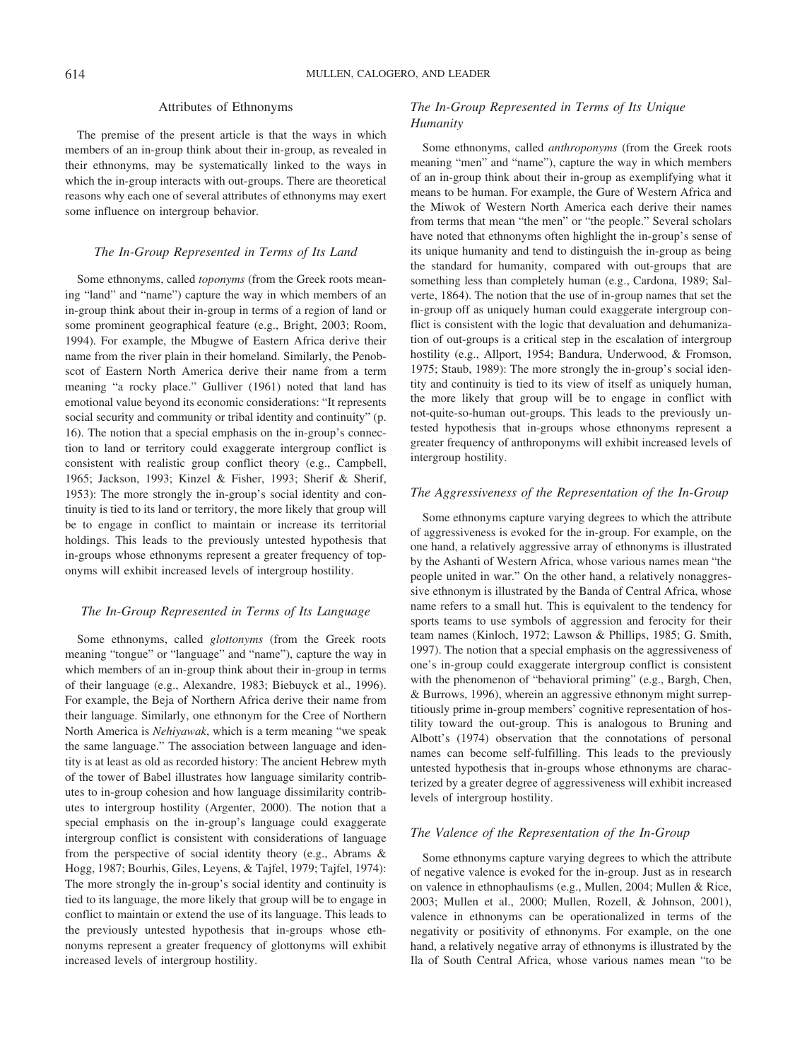## Attributes of Ethnonyms

The premise of the present article is that the ways in which members of an in-group think about their in-group, as revealed in their ethnonyms, may be systematically linked to the ways in which the in-group interacts with out-groups. There are theoretical reasons why each one of several attributes of ethnonyms may exert some influence on intergroup behavior.

### *The In-Group Represented in Terms of Its Land*

Some ethnonyms, called *toponyms* (from the Greek roots meaning "land" and "name") capture the way in which members of an in-group think about their in-group in terms of a region of land or some prominent geographical feature (e.g., Bright, 2003; Room, 1994). For example, the Mbugwe of Eastern Africa derive their name from the river plain in their homeland. Similarly, the Penobscot of Eastern North America derive their name from a term meaning "a rocky place." Gulliver (1961) noted that land has emotional value beyond its economic considerations: "It represents social security and community or tribal identity and continuity" (p. 16). The notion that a special emphasis on the in-group's connection to land or territory could exaggerate intergroup conflict is consistent with realistic group conflict theory (e.g., Campbell, 1965; Jackson, 1993; Kinzel & Fisher, 1993; Sherif & Sherif, 1953): The more strongly the in-group's social identity and continuity is tied to its land or territory, the more likely that group will be to engage in conflict to maintain or increase its territorial holdings. This leads to the previously untested hypothesis that in-groups whose ethnonyms represent a greater frequency of toponyms will exhibit increased levels of intergroup hostility.

### *The In-Group Represented in Terms of Its Language*

Some ethnonyms, called *glottonyms* (from the Greek roots meaning "tongue" or "language" and "name"), capture the way in which members of an in-group think about their in-group in terms of their language (e.g., Alexandre, 1983; Biebuyck et al., 1996). For example, the Beja of Northern Africa derive their name from their language. Similarly, one ethnonym for the Cree of Northern North America is *Nehiyawak*, which is a term meaning "we speak the same language." The association between language and identity is at least as old as recorded history: The ancient Hebrew myth of the tower of Babel illustrates how language similarity contributes to in-group cohesion and how language dissimilarity contributes to intergroup hostility (Argenter, 2000). The notion that a special emphasis on the in-group's language could exaggerate intergroup conflict is consistent with considerations of language from the perspective of social identity theory (e.g., Abrams & Hogg, 1987; Bourhis, Giles, Leyens, & Tajfel, 1979; Tajfel, 1974): The more strongly the in-group's social identity and continuity is tied to its language, the more likely that group will be to engage in conflict to maintain or extend the use of its language. This leads to the previously untested hypothesis that in-groups whose ethnonyms represent a greater frequency of glottonyms will exhibit increased levels of intergroup hostility.

### *The In-Group Represented in Terms of Its Unique Humanity*

Some ethnonyms, called *anthroponyms* (from the Greek roots meaning "men" and "name"), capture the way in which members of an in-group think about their in-group as exemplifying what it means to be human. For example, the Gure of Western Africa and the Miwok of Western North America each derive their names from terms that mean "the men" or "the people." Several scholars have noted that ethnonyms often highlight the in-group's sense of its unique humanity and tend to distinguish the in-group as being the standard for humanity, compared with out-groups that are something less than completely human (e.g., Cardona, 1989; Salverte, 1864). The notion that the use of in-group names that set the in-group off as uniquely human could exaggerate intergroup conflict is consistent with the logic that devaluation and dehumanization of out-groups is a critical step in the escalation of intergroup hostility (e.g., Allport, 1954; Bandura, Underwood, & Fromson, 1975; Staub, 1989): The more strongly the in-group's social identity and continuity is tied to its view of itself as uniquely human, the more likely that group will be to engage in conflict with not-quite-so-human out-groups. This leads to the previously untested hypothesis that in-groups whose ethnonyms represent a greater frequency of anthroponyms will exhibit increased levels of intergroup hostility.

### *The Aggressiveness of the Representation of the In-Group*

Some ethnonyms capture varying degrees to which the attribute of aggressiveness is evoked for the in-group. For example, on the one hand, a relatively aggressive array of ethnonyms is illustrated by the Ashanti of Western Africa, whose various names mean "the people united in war." On the other hand, a relatively nonaggressive ethnonym is illustrated by the Banda of Central Africa, whose name refers to a small hut. This is equivalent to the tendency for sports teams to use symbols of aggression and ferocity for their team names (Kinloch, 1972; Lawson & Phillips, 1985; G. Smith, 1997). The notion that a special emphasis on the aggressiveness of one's in-group could exaggerate intergroup conflict is consistent with the phenomenon of "behavioral priming" (e.g., Bargh, Chen, & Burrows, 1996), wherein an aggressive ethnonym might surreptitiously prime in-group members' cognitive representation of hostility toward the out-group. This is analogous to Bruning and Albott's (1974) observation that the connotations of personal names can become self-fulfilling. This leads to the previously untested hypothesis that in-groups whose ethnonyms are characterized by a greater degree of aggressiveness will exhibit increased levels of intergroup hostility.

### *The Valence of the Representation of the In-Group*

Some ethnonyms capture varying degrees to which the attribute of negative valence is evoked for the in-group. Just as in research on valence in ethnophaulisms (e.g., Mullen, 2004; Mullen & Rice, 2003; Mullen et al., 2000; Mullen, Rozell, & Johnson, 2001), valence in ethnonyms can be operationalized in terms of the negativity or positivity of ethnonyms. For example, on the one hand, a relatively negative array of ethnonyms is illustrated by the Ila of South Central Africa, whose various names mean "to be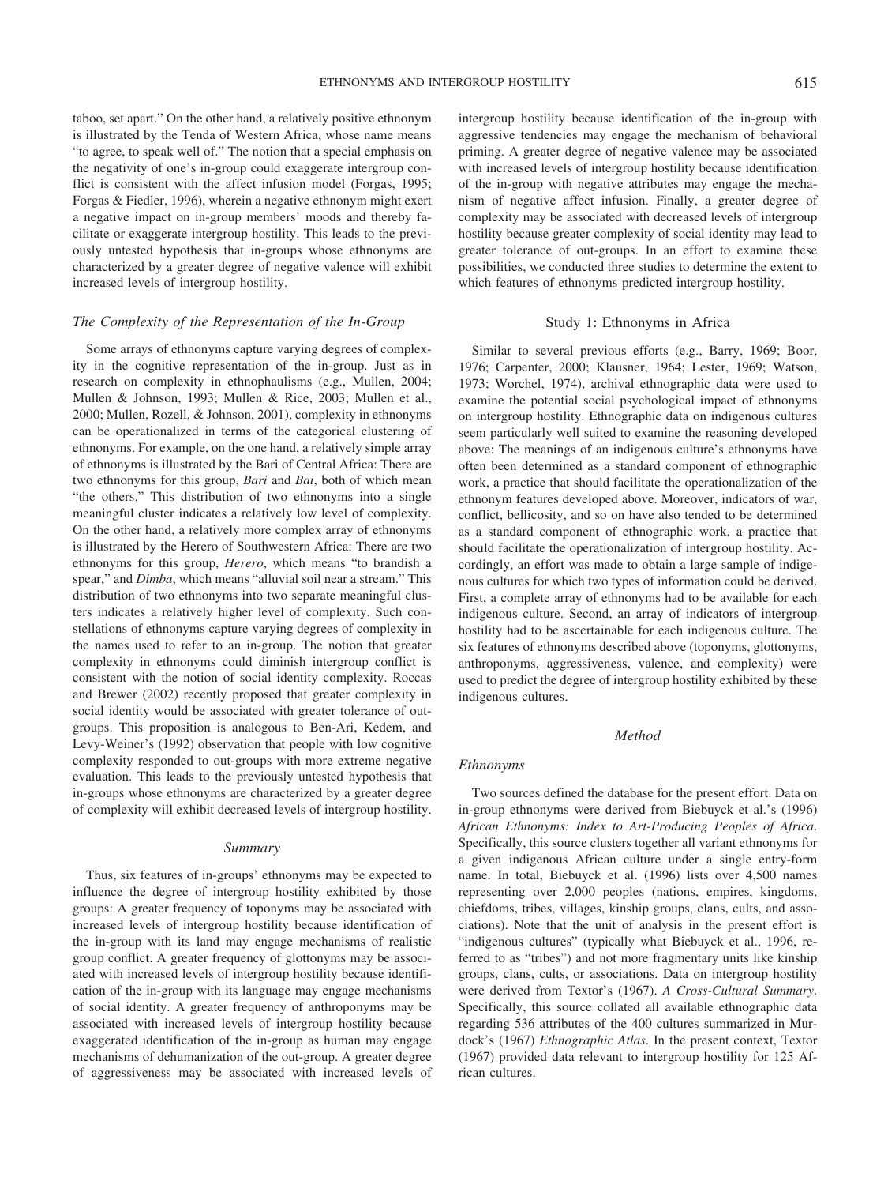taboo, set apart." On the other hand, a relatively positive ethnonym is illustrated by the Tenda of Western Africa, whose name means "to agree, to speak well of." The notion that a special emphasis on the negativity of one's in-group could exaggerate intergroup conflict is consistent with the affect infusion model (Forgas, 1995; Forgas & Fiedler, 1996), wherein a negative ethnonym might exert a negative impact on in-group members' moods and thereby facilitate or exaggerate intergroup hostility. This leads to the previously untested hypothesis that in-groups whose ethnonyms are characterized by a greater degree of negative valence will exhibit increased levels of intergroup hostility.

### *The Complexity of the Representation of the In-Group*

Some arrays of ethnonyms capture varying degrees of complexity in the cognitive representation of the in-group. Just as in research on complexity in ethnophaulisms (e.g., Mullen, 2004; Mullen & Johnson, 1993; Mullen & Rice, 2003; Mullen et al., 2000; Mullen, Rozell, & Johnson, 2001), complexity in ethnonyms can be operationalized in terms of the categorical clustering of ethnonyms. For example, on the one hand, a relatively simple array of ethnonyms is illustrated by the Bari of Central Africa: There are two ethnonyms for this group, *Bari* and *Bai*, both of which mean "the others." This distribution of two ethnonyms into a single meaningful cluster indicates a relatively low level of complexity. On the other hand, a relatively more complex array of ethnonyms is illustrated by the Herero of Southwestern Africa: There are two ethnonyms for this group, *Herero*, which means "to brandish a spear," and *Dimba*, which means "alluvial soil near a stream." This distribution of two ethnonyms into two separate meaningful clusters indicates a relatively higher level of complexity. Such constellations of ethnonyms capture varying degrees of complexity in the names used to refer to an in-group. The notion that greater complexity in ethnonyms could diminish intergroup conflict is consistent with the notion of social identity complexity. Roccas and Brewer (2002) recently proposed that greater complexity in social identity would be associated with greater tolerance of out-groups. This proposition is analogous to Ben-Ari, Kedem, and Levy-Weiner's (1992) observation that people with low cognitive complexity responded to out-groups with more extreme negative evaluation. This leads to the previously untested hypothesis that in-groups whose ethnonyms are characterized by a greater degree of complexity will exhibit decreased levels of intergroup hostility.

### *Summary*

Thus, six features of in-groups' ethnonyms may be expected to influence the degree of intergroup hostility exhibited by those groups: A greater frequency of toponyms may be associated with increased levels of intergroup hostility because identification of the in-group with its land may engage mechanisms of realistic group conflict. A greater frequency of glottonyms may be associated with increased levels of intergroup hostility because identification of the in-group with its language may engage mechanisms of social identity. A greater frequency of anthroponyms may be associated with increased levels of intergroup hostility because exaggerated identification of the in-group as human may engage mechanisms of dehumanization of the out-group. A greater degree of aggressiveness may be associated with increased levels of intergroup hostility because identification of the in-group with aggressive tendencies may engage the mechanism of behavioral priming. A greater degree of negative valence may be associated with increased levels of intergroup hostility because identification of the in-group with negative attributes may engage the mechanism of negative affect infusion. Finally, a greater degree of complexity may be associated with decreased levels of intergroup hostility because greater complexity of social identity may lead to greater tolerance of out-groups. In an effort to examine these possibilities, we conducted three studies to determine the extent to which features of ethnonyms predicted intergroup hostility.

## Study 1: Ethnonyms in Africa

Similar to several previous efforts (e.g., Barry, 1969; Boor, 1976; Carpenter, 2000; Klausner, 1964; Lester, 1969; Watson, 1973; Worchel, 1974), archival ethnographic data were used to examine the potential social psychological impact of ethnonyms on intergroup hostility. Ethnographic data on indigenous cultures seem particularly well suited to examine the reasoning developed above: The meanings of an indigenous culture's ethnonyms have often been determined as a standard component of ethnographic work, a practice that should facilitate the operationalization of the ethnonym features developed above. Moreover, indicators of war, conflict, bellicosity, and so on have also tended to be determined as a standard component of ethnographic work, a practice that should facilitate the operationalization of intergroup hostility. Accordingly, an effort was made to obtain a large sample of indigenous cultures for which two types of information could be derived. First, a complete array of ethnonyms had to be available for each indigenous culture. Second, an array of indicators of intergroup hostility had to be ascertainable for each indigenous culture. The six features of ethnonyms described above (toponyms, glottonyms, anthroponyms, aggressiveness, valence, and complexity) were used to predict the degree of intergroup hostility exhibited by these indigenous cultures.

### *Method*

#### *Ethnonyms*

Two sources defined the database for the present effort. Data on in-group ethnonyms were derived from Biebuyck et al.'s (1996) *African Ethnonyms: Index to Art-Producing Peoples of Africa*. Specifically, this source clusters together all variant ethnonyms for a given indigenous African culture under a single entry-form name. In total, Biebuyck et al. (1996) lists over 4,500 names representing over 2,000 peoples (nations, empires, kingdoms, chiefdoms, tribes, villages, kinship groups, clans, cults, and associations). Note that the unit of analysis in the present effort is "indigenous cultures" (typically what Biebuyck et al., 1996, referred to as "tribes") and not more fragmentary units like kinship groups, clans, cults, or associations. Data on intergroup hostility were derived from Textor's (1967). *A Cross-Cultural Summary*. Specifically, this source collated all available ethnographic data regarding 536 attributes of the 400 cultures summarized in Murdock's (1967) *Ethnographic Atlas*. In the present context, Textor (1967) provided data relevant to intergroup hostility for 125 African cultures.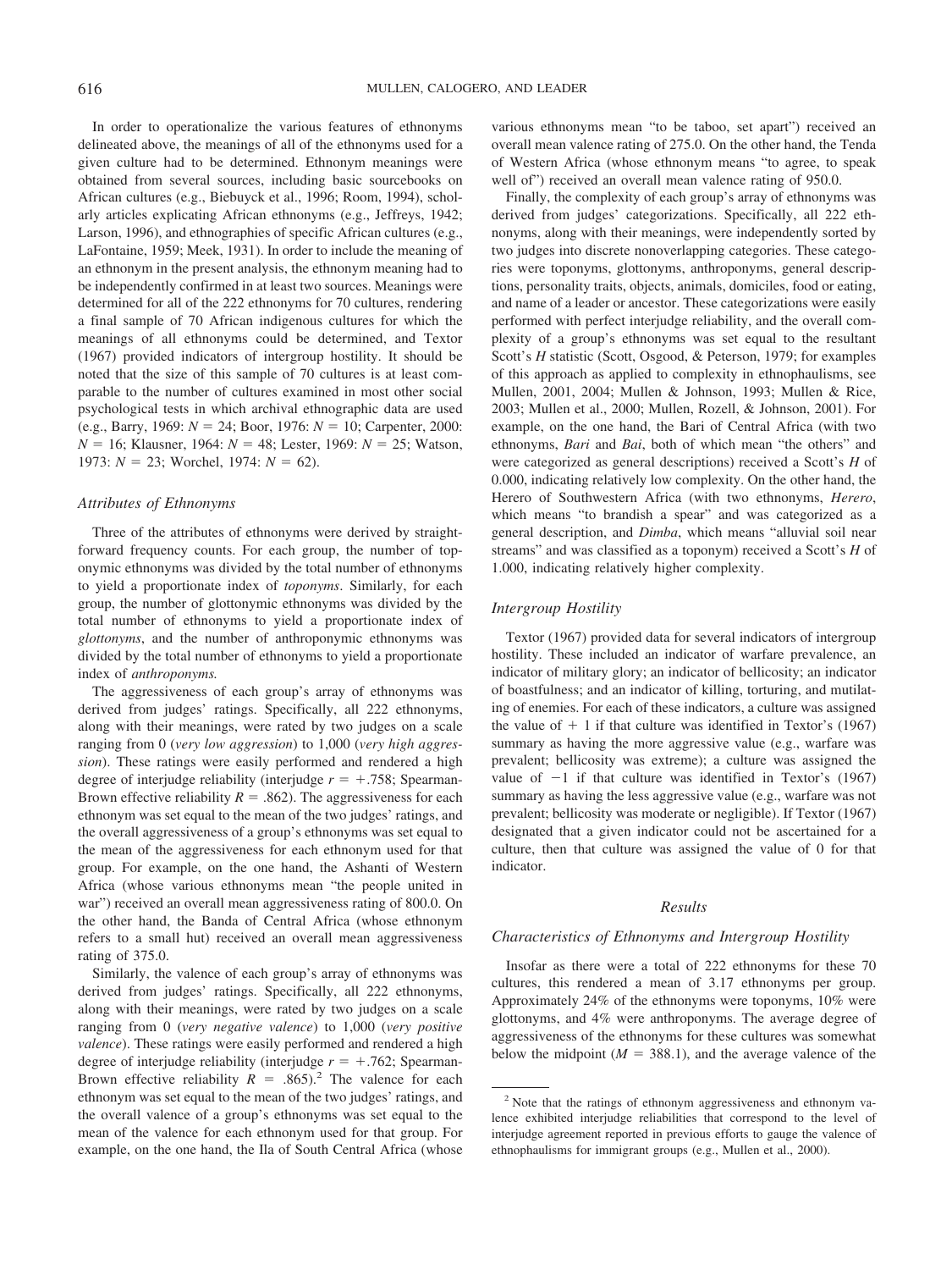In order to operationalize the various features of ethnonyms delineated above, the meanings of all of the ethnonyms used for a given culture had to be determined. Ethnonym meanings were obtained from several sources, including basic sourcebooks on African cultures (e.g., Biebuyck et al., 1996; Room, 1994), scholarly articles explicating African ethnonyms (e.g., Jeffreys, 1942; Larson, 1996), and ethnographies of specific African cultures (e.g., LaFontaine, 1959; Meek, 1931). In order to include the meaning of an ethnonym in the present analysis, the ethnonym meaning had to be independently confirmed in at least two sources. Meanings were determined for all of the 222 ethnonyms for 70 cultures, rendering a final sample of 70 African indigenous cultures for which the meanings of all ethnonyms could be determined, and Textor (1967) provided indicators of intergroup hostility. It should be noted that the size of this sample of 70 cultures is at least comparable to the number of cultures examined in most other social psychological tests in which archival ethnographic data are used (e.g., Barry, 1969: $N = 24$; Boor, 1976: $N = 10$; Carpenter, 2000: $N = 16$; Klausner, 1964: $N = 48$; Lester, 1969: $N = 25$; Watson, 1973: $N = 23$; Worchel, 1974: $N = 62$).

### *Attributes of Ethnonyms*

Three of the attributes of ethnonyms were derived by straightforward frequency counts. For each group, the number of toponymic ethnonyms was divided by the total number of ethnonyms to yield a proportionate index of *toponyms*. Similarly, for each group, the number of glottonymic ethnonyms was divided by the total number of ethnonyms to yield a proportionate index of *glottonyms*, and the number of anthroponymic ethnonyms was divided by the total number of ethnonyms to yield a proportionate index of *anthroponyms.*

The aggressiveness of each group's array of ethnonyms was derived from judges' ratings. Specifically, all 222 ethnonyms, along with their meanings, were rated by two judges on a scale ranging from 0 (*very low aggression*) to 1,000 (*very high aggression*). These ratings were easily performed and rendered a high degree of interjudge reliability (interjudge $r = +.758$; Spearman-Brown effective reliability $R = .862$). The aggressiveness for each ethnonym was set equal to the mean of the two judges' ratings, and the overall aggressiveness of a group's ethnonyms was set equal to the mean of the aggressiveness for each ethnonym used for that group. For example, on the one hand, the Ashanti of Western Africa (whose various ethnonyms mean "the people united in war") received an overall mean aggressiveness rating of 800.0. On the other hand, the Banda of Central Africa (whose ethnonym refers to a small hut) received an overall mean aggressiveness rating of 375.0.

Similarly, the valence of each group's array of ethnonyms was derived from judges' ratings. Specifically, all 222 ethnonyms, along with their meanings, were rated by two judges on a scale ranging from 0 (*very negative valence*) to 1,000 (*very positive valence*). These ratings were easily performed and rendered a high degree of interjudge reliability (interjudge $r = +.762$; Spearman-Brown effective reliability $R = .865$).[2] The valence for each ethnonym was set equal to the mean of the two judges' ratings, and the overall valence of a group's ethnonyms was set equal to the mean of the valence for each ethnonym used for that group. For example, on the one hand, the Ila of South Central Africa (whose various ethnonyms mean "to be taboo, set apart") received an overall mean valence rating of 275.0. On the other hand, the Tenda of Western Africa (whose ethnonym means "to agree, to speak well of") received an overall mean valence rating of 950.0.

Finally, the complexity of each group's array of ethnonyms was derived from judges' categorizations. Specifically, all 222 ethnonyms, along with their meanings, were independently sorted by two judges into discrete nonoverlapping categories. These categories were toponyms, glottonyms, anthroponyms, general descriptions, personality traits, objects, animals, domiciles, food or eating, and name of a leader or ancestor. These categorizations were easily performed with perfect interjudge reliability, and the overall complexity of a group's array of ethnonyms was set equal to the resultant Scott's *H* statistic (Scott, Osgood, & Peterson, 1979; for examples of this approach as applied to complexity in ethnophaulisms, see Mullen, 2001, 2004; Mullen & Johnson, 1993; Mullen & Rice, 2003; Mullen et al., 2000; Mullen, Rozell, & Johnson, 2001). For example, on the one hand, the Bari of Central Africa (with two ethnonyms, *Bari* and *Bai*, both of which mean "the others" and were categorized as general descriptions) received a Scott's *H* of 0.000, indicating relatively low complexity. On the other hand, the Herero of Southwestern Africa (with two ethnonyms, *Herero*, which means "to brandish a spear" and was categorized as a general description, and *Dimba*, which means "alluvial soil near streams" and was classified as a toponym) received a Scott's *H* of 1.000, indicating relatively higher complexity.

### *Intergroup Hostility*

Textor (1967) provided data for several indicators of intergroup hostility. These included an indicator of warfare prevalence, an indicator of military glory; an indicator of bellicosity; an indicator of boastfulness; and an indicator of killing, torturing, and mutilating of enemies. For each of these indicators, a culture was assigned the value of $+1$ if that culture was identified in Textor's (1967) summary as having the more aggressive value (e.g., warfare was prevalent; bellicosity was extreme); a culture was assigned the value of $-1$ if that culture was identified in Textor's (1967) summary as having the less aggressive value (e.g., warfare was not prevalent; bellicosity was moderate or negligible). If Textor (1967) designated that a given indicator could not be ascertained for a culture, then that culture was assigned the value of 0 for that indicator.

## *Results*

### *Characteristics of Ethnonyms and Intergroup Hostility*

Insofar as there were a total of 222 ethnonyms for these 70 cultures, this rendered a mean of 3.17 ethnonyms per group. Approximately 24% of the ethnonyms were toponyms, 10% were glottonyms, and 4% were anthroponyms. The average degree of aggressiveness of the ethnonyms for these cultures was somewhat below the midpoint ($M = 388.1$), and the average valence of the

[2] Note that the ratings of ethnonym aggressiveness and ethnonym valence exhibited interjudge reliabilities that correspond to the level of interjudge agreement reported in previous efforts to gauge the valence of ethnophaulisms for immigrant groups (e.g., Mullen et al., 2000).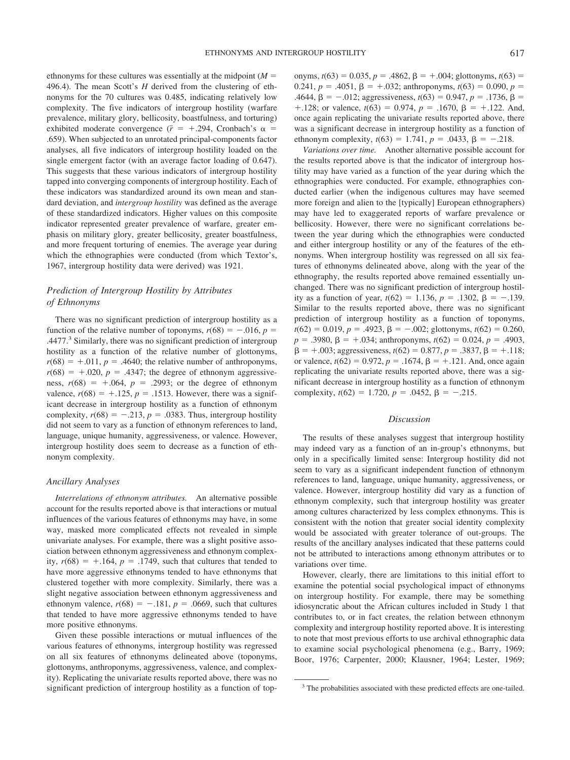ethnonyms for these cultures was essentially at the midpoint ($M$ = 496.4). The mean Scott's $H$ derived from the clustering of ethnonyms for the 70 cultures was 0.485, indicating relatively low complexity. The five indicators of intergroup hostility (warfare prevalence, military glory, bellicosity, boastfulness, and torturing) exhibited moderate convergence ($\bar{r}$ = +.294, Cronbach's $\alpha$ = .659). When subjected to an unrotated principal-components factor analyses, all five indicators of intergroup hostility loaded on the single emergent factor (with an average factor loading of 0.647). This suggests that these various indicators of intergroup hostility tapped into converging components of intergroup hostility. Each of these indicators was standardized around its own mean and standard deviation, and *intergroup hostility* was defined as the average of these standardized indicators. Higher values on this composite indicator represented greater prevalence of warfare, greater emphasis on military glory, greater bellicosity, greater boastfulness, and more frequent torturing of enemies. The average year during which the ethnographies were conducted (from which Textor's, 1967, intergroup hostility data were derived) was 1921.

### Prediction of Intergroup Hostility by Attributes of Ethnonyms

There was no significant prediction of intergroup hostility as a function of the relative number of toponyms, $r(68) = -.016$, $p$ = .4477.[3] Similarly, there was no significant prediction of intergroup hostility as a function of the relative number of glottonyms, $r(68) = +.011$, $p$ = .4640; the relative number of anthroponyms, $r(68) = +.020$, $p$ = .4347; the degree of ethnonym aggressiveness, $r(68) = +.064$, $p$ = .2993; or the degree of ethnonym valence, $r(68) = +.125$, $p$ = .1513. However, there was a significant decrease in intergroup hostility as a function of ethnonym complexity, $r(68) = -.213$, $p$ = .0383. Thus, intergroup hostility did not seem to vary as a function of ethnonym references to land, language, unique humanity, aggressiveness, or valence. However, intergroup hostility does seem to decrease as a function of ethnonym complexity.

### Ancillary Analyses

*Interrelations of ethnonym attributes.* An alternative possible account for the results reported above is that interactions or mutual influences of the various features of ethnonyms may have, in some way, masked more complicated effects not revealed in simple univariate analyses. For example, there was a slight positive association between ethnonym aggressiveness and ethnonym complexity, $r(68) = +.164$, $p$ = .1749, such that cultures that tended to have more aggressive ethnonyms tended to have ethnonyms that clustered together with more complexity. Similarly, there was a slight negative association between ethnonym aggressiveness and ethnonym valence, $r(68) = -.181$, $p$ = .0669, such that cultures that tended to have more aggressive ethnonyms tended to have more positive ethnonyms.

Given these possible interactions or mutual influences of the various features of ethnonyms, intergroup hostility was regressed on all six features of ethnonyms delineated above (toponyms, glottonyms, anthroponyms, aggressiveness, valence, and complexity). Replicating the univariate results reported above, there was no significant prediction of intergroup hostility as a function of toponyms, $t(63) = 0.035$, $p$ = .4862, $\beta$ = +.004; glottonyms, $t(63)$ = 0.241, $p$ = .4051, $\beta$ = +.032; anthroponyms, $t(63) = 0.090$, $p$ = .4644, $\beta$ = −.012; aggressiveness, $t(63) = 0.947$, $p$ = .1736, $\beta$ = +.128; or valence, $t(63) = 0.974$, $p$ = .1670, $\beta$ = +.122. And, once again replicating the univariate results reported above, there was a significant decrease in intergroup hostility as a function of ethnonym complexity, $t(63) = 1.741$, $p$ = .0433, $\beta$ = −.218.

*Variations over time.* Another alternative possible account for the results reported above is that the indicator of intergroup hostility may have varied as a function of the year during which the ethnographies were conducted. For example, ethnographies conducted earlier (when the indigenous cultures may have seemed more foreign and alien to the [typically] European ethnographers) may have led to exaggerated reports of warfare prevalence or bellicosity. However, there were no significant correlations between the year during which the ethnographies were conducted and either intergroup hostility or any of the features of the ethnonyms. When intergroup hostility was regressed on all six features of ethnonyms delineated above, along with the year of the ethnography, the results reported above remained essentially unchanged. There was no significant prediction of intergroup hostility as a function of year, $t(62) = 1.136$, $p$ = .1302, $\beta$ = −.139. Similar to the results reported above, there was no significant prediction of intergroup hostility as a function of toponyms, $t(62) = 0.019$, $p$ = .4923, $\beta$ = −.002; glottonyms, $t(62) = 0.260$, $p$ = .3980, $\beta$ = +.034; anthroponyms, $t(62) = 0.024$, $p$ = .4903, $\beta$ = +.003; aggressiveness, $t(62) = 0.877$, $p$ = .3837, $\beta$ = +.118; or valence, $t(62) = 0.972$, $p$ = .1674, $\beta$ = +.121. And, once again replicating the univariate results reported above, there was a significant decrease in intergroup hostility as a function of ethnonym complexity, $t(62) = 1.720$, $p$ = .0452, $\beta$ = −.215.

## Discussion

The results of these analyses suggest that intergroup hostility may indeed vary as a function of an in-group's ethnonyms, but only in a specifically limited sense: Intergroup hostility did not seem to vary as a significant independent function of ethnonym references to land, language, unique humanity, aggressiveness, or valence. However, intergroup hostility did vary as a function of ethnonym complexity, such that intergroup hostility was greater among cultures characterized by less complex ethnonyms. This is consistent with the notion that greater social identity complexity would be associated with greater tolerance of out-groups. The results of the ancillary analyses indicated that these patterns could not be attributed to interactions among ethnonym attributes or to variations over time.

However, clearly, there are limitations to this initial effort to examine the potential social psychological impact of ethnonyms on intergroup hostility. For example, there may be something idiosyncratic about the African cultures included in Study 1 that contributes to, or in fact creates, the relation between ethnonym complexity and intergroup hostility reported above. It is interesting to note that most previous efforts to use archival ethnographic data to examine social psychological phenomena (e.g., Barry, 1969; Boor, 1976; Carpenter, 2000; Klausner, 1964; Lester, 1969;

[3] The probabilities associated with these predicted effects are one-tailed.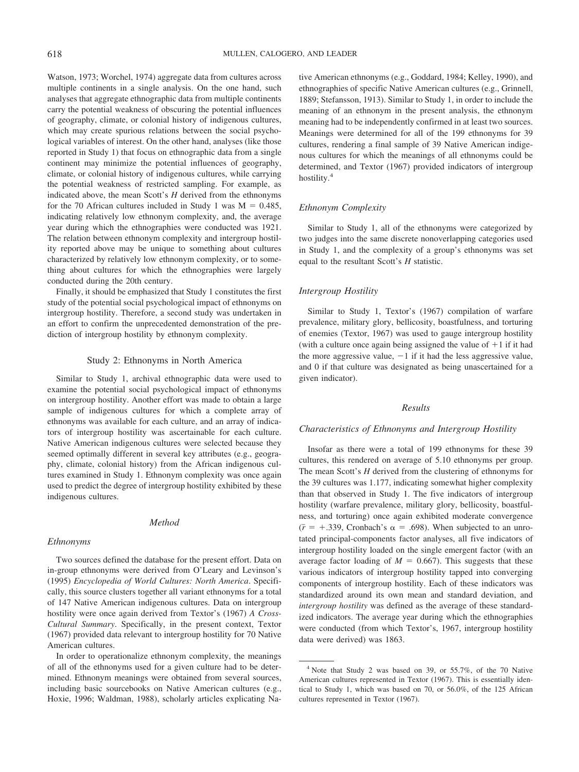Watson, 1973; Worchel, 1974) aggregate data from cultures across multiple continents in a single analysis. On the one hand, such analyses that aggregate ethnographic data from multiple continents carry the potential weakness of obscuring the potential influences of geography, climate, or colonial history of indigenous cultures, which may create spurious relations between the social psychological variables of interest. On the other hand, analyses (like those reported in Study 1) that focus on ethnographic data from a single continent may minimize the potential influences of geography, climate, or colonial history of indigenous cultures, while carrying the potential weakness of restricted sampling. For example, as indicated above, the mean Scott's $H$ derived from the ethnonyms for the 70 African cultures included in Study 1 was $M = 0.485$, indicating relatively low ethnonym complexity, and, the average year during which the ethnographies were conducted was 1921. The relation between ethnonym complexity and intergroup hostility reported above may be unique to something about cultures characterized by relatively low ethnonym complexity, or to something about cultures for which the ethnographies were largely conducted during the 20th century.

Finally, it should be emphasized that Study 1 constitutes the first study of the potential social psychological impact of ethnonyms on intergroup hostility. Therefore, a second study was undertaken in an effort to confirm the unprecedented demonstration of the prediction of intergroup hostility by ethnonym complexity.

## Study 2: Ethnonyms in North America

Similar to Study 1, archival ethnographic data were used to examine the potential social psychological impact of ethnonyms on intergroup hostility. Another effort was made to obtain a large sample of indigenous cultures for which a complete array of ethnonyms was available for each culture, and an array of indicators of intergroup hostility was ascertainable for each culture. Native American indigenous cultures were selected because they seemed optimally different in several key attributes (e.g., geography, climate, colonial history) from the African indigenous cultures examined in Study 1. Ethnonym complexity was once again used to predict the degree of intergroup hostility exhibited by these indigenous cultures.

### Method

#### Ethnonyms

Two sources defined the database for the present effort. Data on in-group ethnonyms were derived from O'Leary and Levinson's (1995) *Encyclopedia of World Cultures: North America*. Specifically, this source clusters together all variant ethnonyms for a total of 147 Native American indigenous cultures. Data on intergroup hostility were once again derived from Textor's (1967) *A Cross-Cultural Summary*. Specifically, in the present context, Textor (1967) provided data relevant to intergroup hostility for 70 Native American cultures.

In order to operationalize ethnonym complexity, the meanings of all of the ethnonyms used for a given culture had to be determined. Ethnonym meanings were obtained from several sources, including basic sourcebooks on Native American cultures (e.g., Hoxie, 1996; Waldman, 1988), scholarly articles explicating Native American ethnonyms (e.g., Goddard, 1984; Kelley, 1990), and ethnographies of specific Native American cultures (e.g., Grinnell, 1889; Stefansson, 1913). Similar to Study 1, in order to include the meaning of an ethnonym in the present analysis, the ethnonym meaning had to be independently confirmed in at least two sources. Meanings were determined for all of the 199 ethnonyms for 39 cultures, rendering a final sample of 39 Native American indigenous cultures for which the meanings of all ethnonyms could be determined, and Textor (1967) provided indicators of intergroup hostility.[4]

#### Ethnonym Complexity

Similar to Study 1, all of the ethnonyms were categorized by two judges into the same discrete nonoverlapping categories used in Study 1, and the complexity of a group's ethnonyms was set equal to the resultant Scott's $H$ statistic.

#### Intergroup Hostility

Similar to Study 1, Textor's (1967) compilation of warfare prevalence, military glory, bellicosity, boastfulness, and torturing of enemies (Textor, 1967) was used to gauge intergroup hostility (with a culture once again being assigned the value of $+1$ if it had the more aggressive value, $-1$ if it had the less aggressive value, and 0 if that culture was designated as being unascertained for a given indicator).

### Results

#### Characteristics of Ethnonyms and Intergroup Hostility

Insofar as there were a total of 199 ethnonyms for these 39 cultures, this rendered on average of 5.10 ethnonyms per group. The mean Scott's $H$ derived from the clustering of ethnonyms for the 39 cultures was 1.177, indicating somewhat higher complexity than that observed in Study 1. The five indicators of intergroup hostility (warfare prevalence, military glory, bellicosity, boastfulness, and torturing) once again exhibited moderate convergence ($\bar{r} = +.339$, Cronbach's $\alpha = .698$). When subjected to an unrotated principal-components factor analyses, all five indicators of intergroup hostility loaded on the single emergent factor (with an average factor loading of $M = 0.667$). This suggests that these various indicators of intergroup hostility tapped into converging components of intergroup hostility. Each of these indicators was standardized around its own mean and standard deviation, and *intergroup hostility* was defined as the average of these standardized indicators. The average year during which the ethnographies were conducted (from which Textor's, 1967, intergroup hostility data were derived) was 1863.

[4] Note that Study 2 was based on 39, or 55.7%, of the 70 Native American cultures represented in Textor (1967). This is essentially identical to Study 1, which was based on 70, or 56.0%, of the 125 African cultures represented in Textor (1967).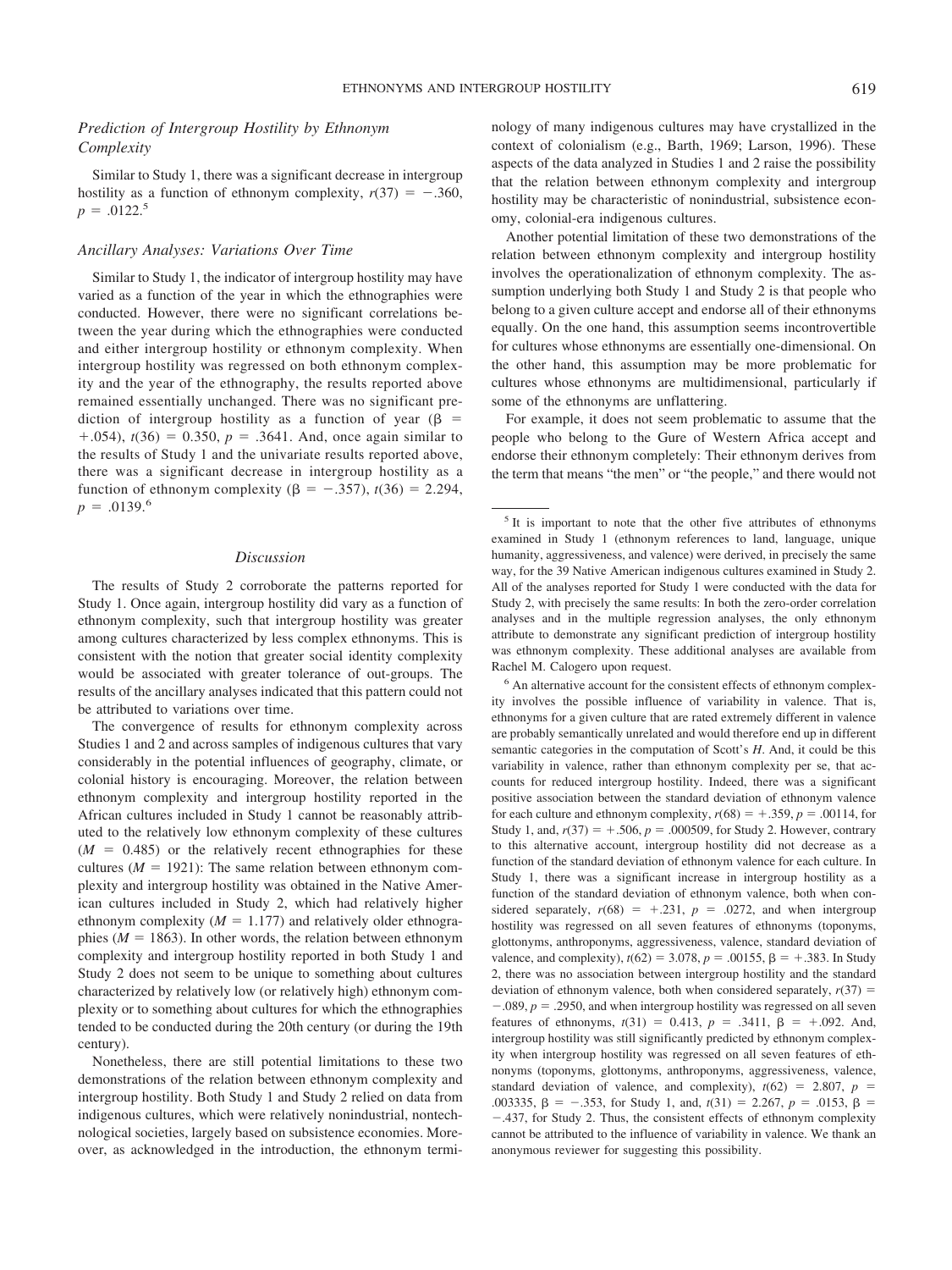### *Prediction of Intergroup Hostility by Ethnonym Complexity*

Similar to Study 1, there was a significant decrease in intergroup hostility as a function of ethnonym complexity, $r(37) = -.360$, $p = .0122$.[5]

### *Ancillary Analyses: Variations Over Time*

Similar to Study 1, the indicator of intergroup hostility may have varied as a function of the year in which the ethnographies were conducted. However, there were no significant correlations between the year during which the ethnographies were conducted and either intergroup hostility or ethnonym complexity. When intergroup hostility was regressed on both ethnonym complexity and the year of the ethnography, the results reported above remained essentially unchanged. There was no significant prediction of intergroup hostility as a function of year ($\beta = +.054$), $t(36) = 0.350$, $p = .3641$. And, once again similar to the results of Study 1 and the univariate results reported above, there was a significant decrease in intergroup hostility as a function of ethnonym complexity ($\beta = -.357$), $t(36) = 2.294$, $p = .0139$.[6]

## *Discussion*

The results of Study 2 corroborate the patterns reported for Study 1. Once again, intergroup hostility did vary as a function of ethnonym complexity, such that intergroup hostility was greater among cultures characterized by less complex ethnonyms. This is consistent with the notion that greater social identity complexity would be associated with greater tolerance of out-groups. The results of the ancillary analyses indicated that this pattern could not be attributed to variations over time.

The convergence of results for ethnonym complexity across Studies 1 and 2 and across samples of indigenous cultures that vary considerably in the potential influences of geography, climate, or colonial history is encouraging. Moreover, the relation between ethnonym complexity and intergroup hostility reported in the African cultures included in Study 1 cannot be reasonably attributed to the relatively low ethnonym complexity of these cultures ($M = 0.485$) or the relatively recent ethnographies for these cultures ($M = 1921$): The same relation between ethnonym complexity and intergroup hostility was obtained in the Native American cultures included in Study 2, which had relatively higher ethnonym complexity ($M = 1.177$) and relatively older ethnographies ($M = 1863$). In other words, the relation between ethnonym complexity and intergroup hostility reported in both Study 1 and Study 2 does not seem to be unique to something about cultures characterized by relatively low (or relatively high) ethnonym complexity or to something about cultures for which the ethnographies tended to be conducted during the 20th century (or during the 19th century).

Nonetheless, there are still potential limitations to these two demonstrations of the relation between ethnonym complexity and intergroup hostility. Both Study 1 and Study 2 relied on data from indigenous cultures, which were relatively nonindustrial, nontechnological societies, largely based on subsistence economies. Moreover, as acknowledged in the introduction, the ethnonym terminology of many indigenous cultures may have crystallized in the context of colonialism (e.g., Barth, 1969; Larson, 1996). These aspects of the data analyzed in Studies 1 and 2 raise the possibility that the relation between ethnonym complexity and intergroup hostility may be characteristic of nonindustrial, subsistence economy, colonial-era indigenous cultures.

Another potential limitation of these two demonstrations of the relation between ethnonym complexity and intergroup hostility involves the operationalization of ethnonym complexity. The assumption underlying both Study 1 and Study 2 is that people who belong to a given culture accept and endorse all of their ethnonyms equally. On the one hand, this assumption seems incontrovertible for cultures whose ethnonyms are essentially one-dimensional. On the other hand, this assumption may be more problematic for cultures whose ethnonyms are multidimensional, particularly if some of the ethnonyms are unflattering.

For example, it does not seem problematic to assume that the people who belong to the Gure of Western Africa accept and endorse their ethnonym completely: Their ethnonym derives from the term that means "the men" or "the people," and there would not

---

[5] It is important to note that the other five attributes of ethnonyms examined in Study 1 (ethnonym references to land, language, unique humanity, aggressiveness, and valence) were derived, in precisely the same way, for the 39 Native American indigenous cultures examined in Study 2. All of the analyses reported for Study 1 were conducted with the data for Study 2, with precisely the same results: In both the zero-order correlation analyses and in the multiple regression analyses, the only ethnonym attribute to demonstrate any significant prediction of intergroup hostility was ethnonym complexity. These additional analyses are available from Rachel M. Calogero upon request.

[6] An alternative account for the consistent effects of ethnonym complexity involves the possible influence of variability in valence. That is, ethnonyms for a given culture that are rated extremely different in valence are probably semantically unrelated and would therefore end up in different semantic categories in the computation of Scott's $H$. And, it could be this variability in valence, rather than ethnonym complexity per se, that accounts for reduced intergroup hostility. Indeed, there was a significant positive association between the standard deviation of ethnonym valence for each culture and ethnonym complexity, $r(68) = +.359$, $p = .00114$, for Study 1, and, $r(37) = +.506$, $p = .000509$, for Study 2. However, contrary to this alternative account, intergroup hostility did not decrease as a function of the standard deviation of ethnonym valence for each culture. In Study 1, there was a significant increase in intergroup hostility as a function of the standard deviation of ethnonym valence, both when considered separately, $r(68) = +.231$, $p = .0272$, and when intergroup hostility was regressed on all seven features of ethnonyms (toponyms, glottonyms, anthroponyms, aggressiveness, valence, standard deviation of valence, and complexity), $t(62) = 3.078$, $p = .00155$, $\beta = +.383$. In Study 2, there was no association between intergroup hostility and the standard deviation of ethnonym valence, both when considered separately, $r(37) = -.089$, $p = .2950$, and when intergroup hostility was regressed on all seven features of ethnonyms, $t(31) = 0.413$, $p = .3411$, $\beta = +.092$. And, intergroup hostility was still significantly predicted by ethnonym complexity when intergroup hostility was regressed on all seven features of ethnonyms (toponyms, glottonyms, anthroponyms, aggressiveness, valence, standard deviation of valence, and complexity), $t(62) = 2.807$, $p = .003335$, $\beta = -.353$, for Study 1, and, $t(31) = 2.267$, $p = .0153$, $\beta = -.437$, for Study 2. Thus, the consistent effects of ethnonym complexity cannot be attributed to the influence of variability in valence. We thank an anonymous reviewer for suggesting this possibility.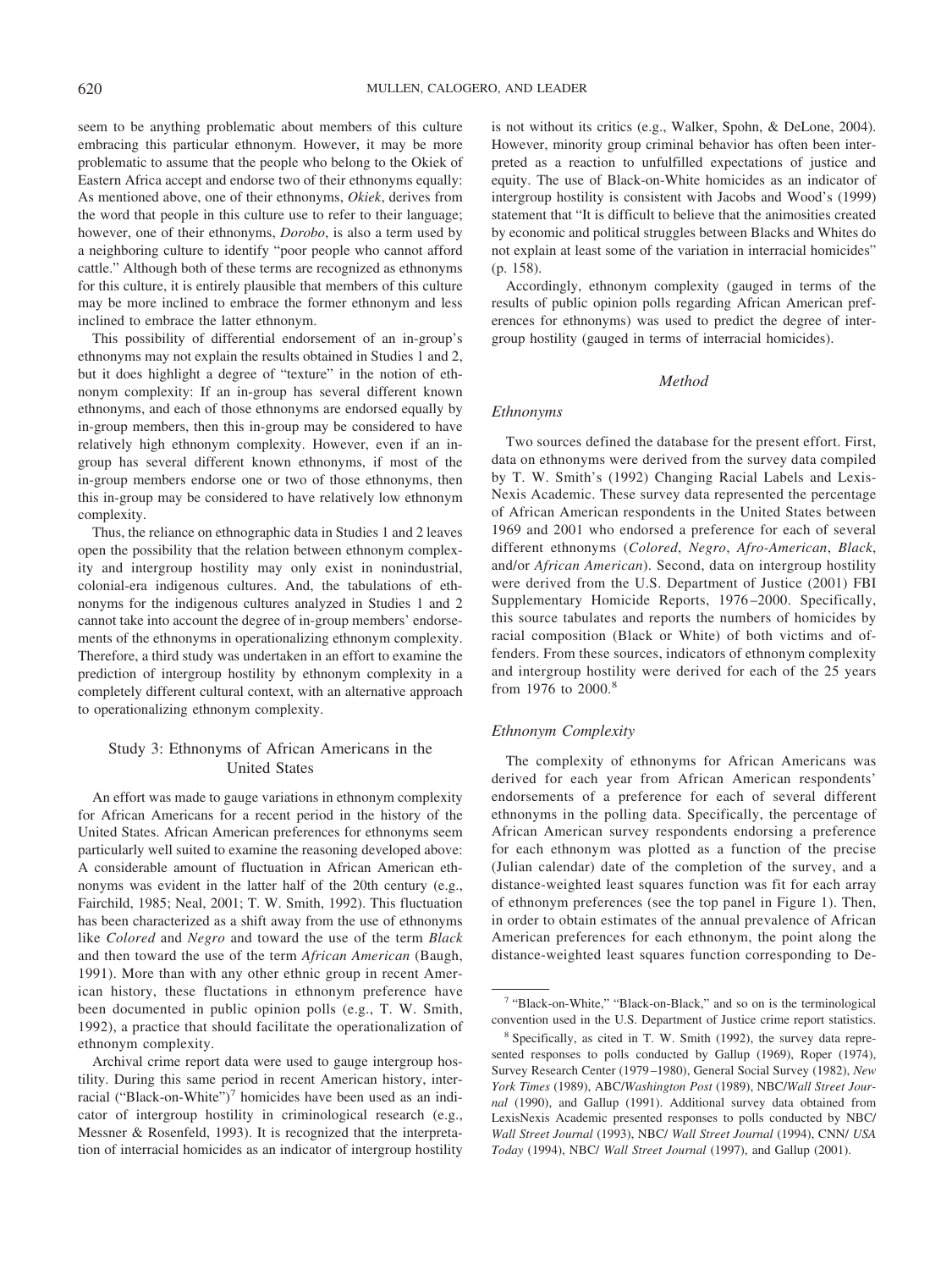seem to be anything problematic about members of this culture embracing this particular ethnonym. However, it may be more problematic to assume that the people who belong to the Okiek of Eastern Africa accept and endorse two of their ethnonyms equally: As mentioned above, one of their ethnonyms, *Okiek*, derives from the word that people in this culture use to refer to their language; however, one of their ethnonyms, *Dorobo*, is also a term used by a neighboring culture to identify "poor people who cannot afford cattle." Although both of these terms are recognized as ethnonyms for this culture, it is entirely plausible that members of this culture may be more inclined to embrace the former ethnonym and less inclined to embrace the latter ethnonym.

This possibility of differential endorsement of an in-group's ethnonyms may not explain the results obtained in Studies 1 and 2, but it does highlight a degree of "texture" in the notion of ethnonym complexity: If an in-group has several different known ethnonyms, and each of those ethnonyms are endorsed equally by in-group members, then this in-group may be considered to have relatively high ethnonym complexity. However, even if an in-group has several different known ethnonyms, if most of the in-group members endorse one or two of those ethnonyms, then this in-group may be considered to have relatively low ethnonym complexity.

Thus, the reliance on ethnographic data in Studies 1 and 2 leaves open the possibility that the relation between ethnonym complexity and intergroup hostility may only exist in nonindustrial, colonial-era indigenous cultures. And, the tabulations of ethnonyms for the indigenous cultures analyzed in Studies 1 and 2 cannot take into account the degree of in-group members' endorsements of the ethnonyms in operationalizing ethnonym complexity. Therefore, a third study was undertaken in an effort to examine the prediction of intergroup hostility by ethnonym complexity in a completely different cultural context, with an alternative approach to operationalizing ethnonym complexity.

## Study 3: Ethnonyms of African Americans in the United States

An effort was made to gauge variations in ethnonym complexity for African Americans for a recent period in the history of the United States. African American preferences for ethnonyms seem particularly well suited to examine the reasoning developed above: A considerable amount of fluctuation in African American ethnonyms was evident in the latter half of the 20th century (e.g., Fairchild, 1985; Neal, 2001; T. W. Smith, 1992). This fluctuation has been characterized as a shift away from the use of ethnonyms like *Colored* and *Negro* and toward the use of the term *Black* and then toward the use of the term *African American* (Baugh, 1991). More than with any other ethnic group in recent American history, these fluctuations in ethnonym preference have been documented in public opinion polls (e.g., T. W. Smith, 1992), a practice that should facilitate the operationalization of ethnonym complexity.

Archival crime report data were used to gauge intergroup hostility. During this same period in recent American history, interracial ("Black-on-White")[7] homicides have been used as an indicator of intergroup hostility in criminological research (e.g., Messner & Rosenfeld, 1993). It is recognized that the interpretation of interracial homicides as an indicator of intergroup hostility is not without its critics (e.g., Walker, Spohn, & DeLone, 2004). However, minority group criminal behavior has often been interpreted as a reaction to unfulfilled expectations of justice and equity. The use of Black-on-White homicides as an indicator of intergroup hostility is consistent with Jacobs and Wood's (1999) statement that "It is difficult to believe that the animosities created by economic and political struggles between Blacks and Whites do not explain at least some of the variation in interracial homicides" (p. 158).

Accordingly, ethnonym complexity (gauged in terms of the results of public opinion polls regarding African American preferences for ethnonyms) was used to predict the degree of intergroup hostility (gauged in terms of interracial homicides).

### Method

#### Ethnonyms

Two sources defined the database for the present effort. First, data on ethnonyms were derived from the survey data compiled by T. W. Smith's (1992) Changing Racial Labels and Lexis-Nexis Academic. These survey data represented the percentage of African American respondents in the United States between 1969 and 2001 who endorsed a preference for each of several different ethnonyms (*Colored*, *Negro*, *Afro-American*, *Black*, and/or *African American*). Second, data on intergroup hostility were derived from the U.S. Department of Justice (2001) FBI Supplementary Homicide Reports, 1976–2000. Specifically, this source tabulates and reports the numbers of homicides by racial composition (Black or White) of both victims and offenders. From these sources, indicators of ethnonym complexity and intergroup hostility were derived for each of the 25 years from 1976 to 2000.[8]

#### Ethnonym Complexity

The complexity of ethnonyms for African Americans was derived for each year from African American respondents' endorsements of a preference for each of several different ethnonyms in the polling data. Specifically, the percentage of African American survey respondents endorsing a preference for each ethnonym was plotted as a function of the precise (Julian calendar) date of the completion of the survey, and a distance-weighted least squares function was fit for each array of ethnonym preferences (see the top panel in Figure 1). Then, in order to obtain estimates of the annual prevalence of African American preferences for each ethnonym, the point along the distance-weighted least squares function corresponding to De-

---

[7] "Black-on-White," "Black-on-Black," and so on is the terminological convention used in the U.S. Department of Justice crime report statistics.

[8] Specifically, as cited in T. W. Smith (1992), the survey data represented responses to polls conducted by Gallup (1969), Roper (1974), Survey Research Center (1979–1980), General Social Survey (1982), *New York Times* (1989), ABC/*Washington Post* (1989), NBC/*Wall Street Journal* (1990), and Gallup (1991). Additional survey data obtained from LexisNexis Academic presented responses to polls conducted by NBC/*Wall Street Journal* (1993), NBC/ *Wall Street Journal* (1994), CNN/ *USA Today* (1994), NBC/ *Wall Street Journal* (1997), and Gallup (2001).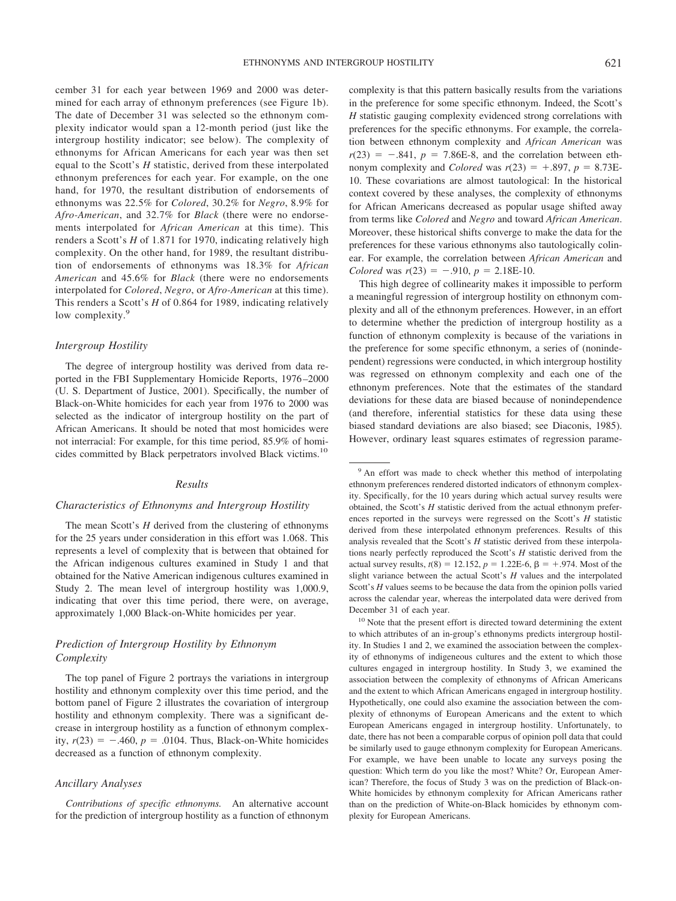cember 31 for each year between 1969 and 2000 was determined for each array of ethnonym preferences (see Figure 1b). The date of December 31 was selected so the ethnonym complexity indicator would span a 12-month period (just like the intergroup hostility indicator; see below). The complexity of ethnonyms for African Americans for each year was then set equal to the Scott's *H* statistic, derived from these interpolated ethnonym preferences for each year. For example, on the one hand, for 1970, the resultant distribution of endorsements of ethnonyms was 22.5% for *Colored*, 30.2% for *Negro*, 8.9% for *Afro-American*, and 32.7% for *Black* (there were no endorsements interpolated for *African American* at this time). This renders a Scott's *H* of 1.871 for 1970, indicating relatively high complexity. On the other hand, for 1989, the resultant distribution of endorsements of ethnonyms was 18.3% for *African American* and 45.6% for *Black* (there were no endorsements interpolated for *Colored*, *Negro*, or *Afro-American* at this time). This renders a Scott's *H* of 0.864 for 1989, indicating relatively low complexity.[9]

### Intergroup Hostility

The degree of intergroup hostility was derived from data reported in the FBI Supplementary Homicide Reports, 1976–2000 (U. S. Department of Justice, 2001). Specifically, the number of Black-on-White homicides for each year from 1976 to 2000 was selected as the indicator of intergroup hostility on the part of African Americans. It should be noted that most homicides were not interracial: For example, for this time period, 85.9% of homicides committed by Black perpetrators involved Black victims.[10]

## Results

### Characteristics of Ethnonyms and Intergroup Hostility

The mean Scott's *H* derived from the clustering of ethnonyms for the 25 years under consideration in this effort was 1.068. This represents a level of complexity that is between that obtained for the African indigenous cultures examined in Study 1 and that obtained for the Native American indigenous cultures examined in Study 2. The mean level of intergroup hostility was 1,000.9, indicating that over this time period, there were, on average, approximately 1,000 Black-on-White homicides per year.

### Prediction of Intergroup Hostility by Ethnonym Complexity

The top panel of Figure 2 portrays the variations in intergroup hostility and ethnonym complexity over this time period, and the bottom panel of Figure 2 illustrates the covariation of intergroup hostility and ethnonym complexity. There was a significant decrease in intergroup hostility as a function of ethnonym complexity, $r(23) = -.460$, $p = .0104$. Thus, Black-on-White homicides decreased as a function of ethnonym complexity.

### Ancillary Analyses

*Contributions of specific ethnonyms.* An alternative account for the prediction of intergroup hostility as a function of ethnonym complexity is that this pattern basically results from the variations in the preference for some specific ethnonym. Indeed, the Scott's *H* statistic gauging complexity evidenced strong correlations with preferences for the specific ethnonyms. For example, the correlation between ethnonym complexity and *African American* was $r(23) = -.841$, $p = 7.86\text{E-}8$, and the correlation between ethnonym complexity and *Colored* was $r(23) = +.897$, $p = 8.73\text{E-}10$. These covariations are almost tautological: In the historical context covered by these analyses, the complexity of ethnonyms for African Americans decreased as popular usage shifted away from terms like *Colored* and *Negro* and toward *African American*. Moreover, these historical shifts converge to make the data for the preferences for these various ethnonyms also tautologically colinear. For example, the correlation between *African American* and *Colored* was $r(23) = -.910$, $p = 2.18\text{E-}10$.

This high degree of collinearity makes it impossible to perform a meaningful regression of intergroup hostility on ethnonym complexity and all of the ethnonym preferences. However, in an effort to determine whether the prediction of intergroup hostility as a function of ethnonym complexity is because of the variations in the preference for some specific ethnonym, a series of (nonindependent) regressions were conducted, in which intergroup hostility was regressed on ethnonym complexity and each one of the ethnonym preferences. Note that the estimates of the standard deviations for these data are biased because of nonindependence (and therefore, inferential statistics for these data using these biased standard deviations are also biased; see Diaconis, 1985). However, ordinary least squares estimates of regression parame-

---

[9] An effort was made to check whether this method of interpolating ethnonym preferences rendered distorted indicators of ethnonym complexity. Specifically, for the 10 years during which actual survey results were obtained, the Scott's *H* statistic derived from the actual ethnonym preferences reported in the surveys were regressed on the Scott's *H* statistic derived from these interpolated ethnonym preferences. Results of this analysis revealed that the Scott's *H* statistic derived from these interpolations nearly perfectly reproduced the Scott's *H* statistic derived from the actual survey results, $t(8) = 12.152$, $p = 1.22\text{E-}6$, $\beta = +.974$. Most of the slight variance between the actual Scott's *H* values and the interpolated Scott's *H* values seems to be because the data from the opinion polls varied across the calendar year, whereas the interpolated data were derived from December 31 of each year.

[10] Note that the present effort is directed toward determining the extent to which attributes of an in-group's ethnonyms predicts intergroup hostility. In Studies 1 and 2, we examined the association between the complexity of ethnonyms of indigeneous cultures and the extent to which those cultures engaged in intergroup hostility. In Study 3, we examined the association between the complexity of ethnonyms of African Americans and the extent to which African Americans engaged in intergroup hostility. Hypothetically, one could also examine the association between the complexity of ethnonyms of European Americans and the extent to which European Americans engaged in intergroup hostility. Unfortunately, to date, there has not been a comparable corpus of opinion poll data that could be similarly used to gauge ethnonym complexity for European Americans. For example, we have been unable to locate any surveys posing the question: Which term do you like the most? White? Or, European American? Therefore, the focus of Study 3 was on the prediction of Black-on-White homicides by ethnonym complexity for African Americans rather than on the prediction of White-on-Black homicides by ethnonym complexity for European Americans.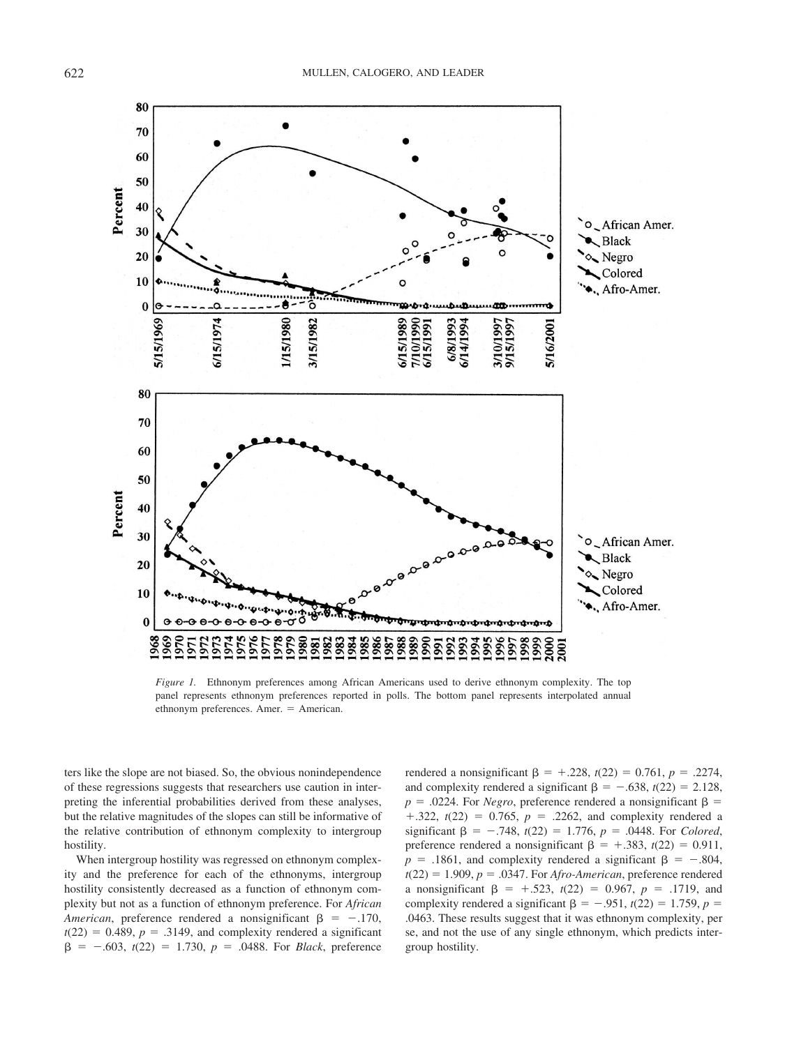*Figure 1.* Ethnonym preferences among African Americans used to derive ethnonym complexity. The top panel represents ethnonym preferences reported in polls. The bottom panel represents interpolated annual ethnonym preferences. Amer. = American.

ters like the slope are not biased. So, the obvious nonindependence of these regressions suggests that researchers use caution in interpreting the inferential probabilities derived from these analyses, but the relative magnitudes of the slopes can still be informative of the relative contribution of ethnonym complexity to intergroup hostility.

When intergroup hostility was regressed on ethnonym complexity and the preference for each of the ethnonyms, intergroup hostility consistently decreased as a function of ethnonym complexity but not as a function of ethnonym preference. For *African American*, preference rendered a nonsignificant $\beta = -.170$, $t(22) = 0.489$, $p = .3149$, and complexity rendered a significant $\beta = -.603$, $t(22) = 1.730$, $p = .0488$. For *Black*, preference rendered a nonsignificant $\beta = +.228$, $t(22) = 0.761$, $p = .2274$, and complexity rendered a significant $\beta = -.638$, $t(22) = 2.128$, $p = .0224$. For *Negro*, preference rendered a nonsignificant $\beta = +.322$, $t(22) = 0.765$, $p = .2262$, and complexity rendered a significant $\beta = -.748$, $t(22) = 1.776$, $p = .0448$. For *Colored*, preference rendered a nonsignificant $\beta = +.383$, $t(22) = 0.911$, $p = .1861$, and complexity rendered a significant $\beta = -.804$, $t(22) = 1.909$, $p = .0347$. For *Afro-American*, preference rendered a nonsignificant $\beta = +.523$, $t(22) = 0.967$, $p = .1719$, and complexity rendered a significant $\beta = -.951$, $t(22) = 1.759$, $p = .0463$. These results suggest that it was ethnonym complexity, per se, and not the use of any single ethnonym, which predicts intergroup hostility.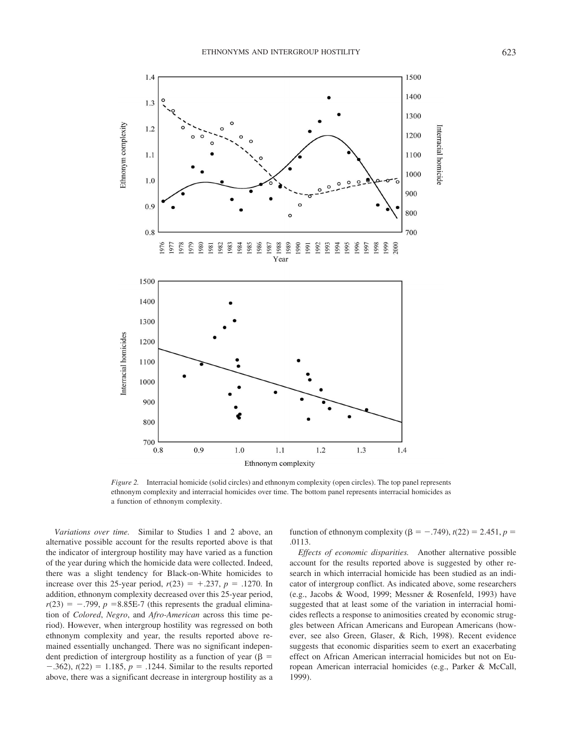*Figure 2.* Interracial homicide (solid circles) and ethnonym complexity (open circles). The top panel represents ethnonym complexity and interracial homicides over time. The bottom panel represents interracial homicides as a function of ethnonym complexity.

*Variations over time.* Similar to Studies 1 and 2 above, an alternative possible account for the results reported above is that the indicator of intergroup hostility may have varied as a function of the year during which the homicide data were collected. Indeed, there was a slight tendency for Black-on-White homicides to increase over this 25-year period, $r(23) = +.237$, $p = .1270$. In addition, ethnonym complexity decreased over this 25-year period, $r(23) = -.799$, $p = 8.85\text{E-}7$ (this represents the gradual elimination of *Colored*, *Negro*, and *Afro-American* across this time period). However, when intergroup hostility was regressed on both ethnonym complexity and year, the results reported above remained essentially unchanged. There was no significant independent prediction of intergroup hostility as a function of year ($\beta = -.362$), $t(22) = 1.185$, $p = .1244$. Similar to the results reported above, there was a significant decrease in intergroup hostility as a function of ethnonym complexity ($\beta = -.749$), $t(22) = 2.451$, $p = .0113$.

*Effects of economic disparities.* Another alternative possible account for the results reported above is suggested by other research in which interracial homicide has been studied as an indicator of intergroup conflict. As indicated above, some researchers (e.g., Jacobs & Wood, 1999; Messner & Rosenfeld, 1993) have suggested that at least some of the variation in interracial homicides reflects a response to animosities created by economic struggles between African Americans and European Americans (however, see also Green, Glaser, & Rich, 1998). Recent evidence suggests that economic disparities seem to exert an exacerbating effect on African American interracial homicides but not on European American interracial homicides (e.g., Parker & McCall, 1999).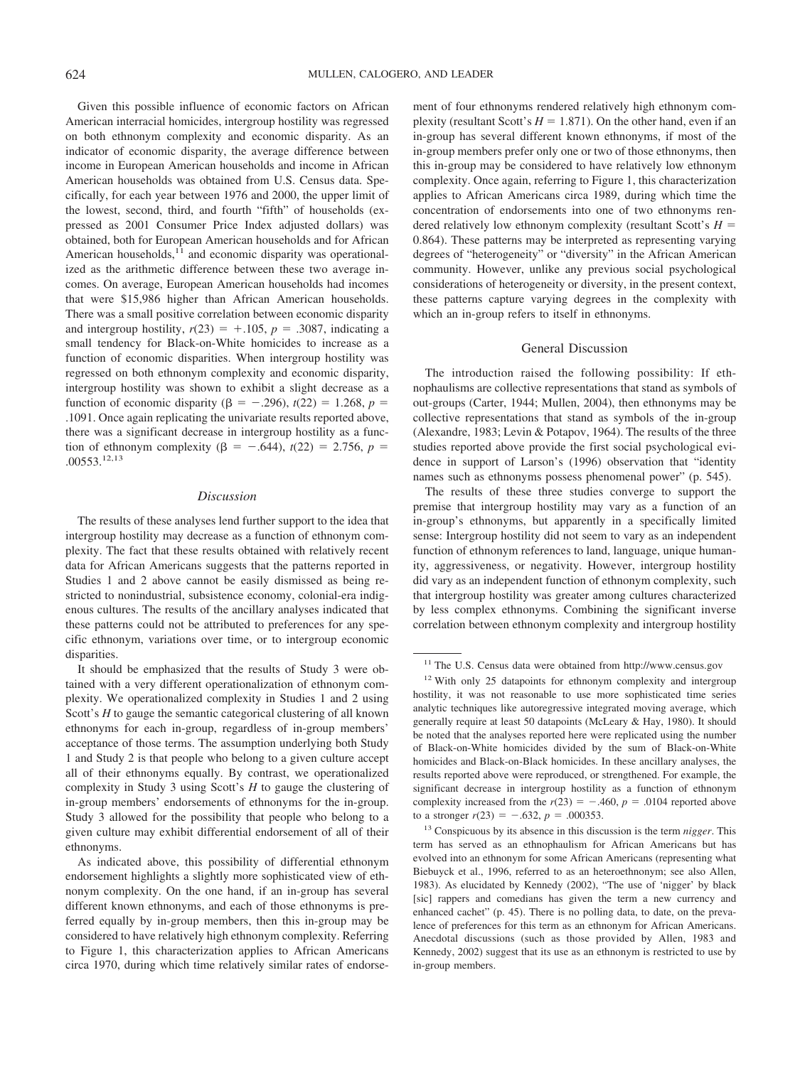Given this possible influence of economic factors on African American interracial homicides, intergroup hostility was regressed on both ethnonym complexity and economic disparity. As an indicator of economic disparity, the average difference between income in European American households and income in African American households was obtained from U.S. Census data. Specifically, for each year between 1976 and 2000, the upper limit of the lowest, second, third, and fourth "fifth" of households (expressed as 2001 Consumer Price Index adjusted dollars) was obtained, both for European American households and for African American households,[11] and economic disparity was operationalized as the arithmetic difference between these two average incomes. On average, European American households had incomes that were \$15,986 higher than African American households. There was a small positive correlation between economic disparity and intergroup hostility, $r(23) = +.105$, $p = .3087$, indicating a small tendency for Black-on-White homicides to increase as a function of economic disparities. When intergroup hostility was regressed on both ethnonym complexity and economic disparity, intergroup hostility was shown to exhibit a slight decrease as a function of economic disparity ($\beta = -.296$), $t(22) = 1.268$, $p = .1091$. Once again replicating the univariate results reported above, there was a significant decrease in intergroup hostility as a function of ethnonym complexity ($\beta = -.644$), $t(22) = 2.756$, $p = .00553$.[12,13]

### *Discussion*

The results of these analyses lend further support to the idea that intergroup hostility may decrease as a function of ethnonym complexity. The fact that these results obtained with relatively recent data for African Americans suggests that the patterns reported in Studies 1 and 2 above cannot be easily dismissed as being restricted to nonindustrial, subsistence economy, colonial-era indigenous cultures. The results of the ancillary analyses indicated that these patterns could not be attributed to preferences for any specific ethnonym, variations over time, or to intergroup economic disparities.

It should be emphasized that the results of Study 3 were obtained with a very different operationalization of ethnonym complexity. We operationalized complexity in Studies 1 and 2 using Scott's $H$ to gauge the semantic categorical clustering of all known ethnonyms for each in-group, regardless of in-group members' acceptance of those terms. The assumption underlying both Study 1 and Study 2 is that people who belong to a given culture accept all of their ethnonyms equally. By contrast, we operationalized complexity in Study 3 using Scott's $H$ to gauge the clustering of in-group members' endorsements of ethnonyms for the in-group. Study 3 allowed for the possibility that people who belong to a given culture may exhibit differential endorsement of all of their ethnonyms.

As indicated above, this possibility of differential ethnonym endorsement highlights a slightly more sophisticated view of ethnonym complexity. On the one hand, if an in-group has several different known ethnonyms, and each of those ethnonyms is preferred equally by in-group members, then this in-group may be considered to have relatively high ethnonym complexity. Referring to Figure 1, this characterization applies to African Americans circa 1970, during which time relatively similar rates of endorsement of four ethnonyms rendered relatively high ethnonym complexity (resultant Scott's $H = 1.871$). On the other hand, even if an in-group has several different known ethnonyms, if most of the in-group members prefer only one or two of those ethnonyms, then this in-group may be considered to have relatively low ethnonym complexity. Once again, referring to Figure 1, this characterization applies to African Americans circa 1989, during which time the concentration of endorsements into one of two ethnonyms rendered relatively low ethnonym complexity (resultant Scott's $H = 0.864$). These patterns may be interpreted as representing varying degrees of "heterogeneity" or "diversity" in the African American community. However, unlike any previous social psychological considerations of heterogeneity or diversity, in the present context, these patterns capture varying degrees in the complexity with which an in-group refers to itself in ethnonyms.

## General Discussion

The introduction raised the following possibility: If ethnophaulisms are collective representations that stand as symbols of out-groups (Carter, 1944; Mullen, 2004), then ethnonyms may be collective representations that stand as symbols of the in-group (Alexandre, 1983; Levin & Potapov, 1964). The results of the three studies reported above provide the first social psychological evidence in support of Larson's (1996) observation that "identity names such as ethnonyms possess phenomenal power" (p. 545).

The results of these three studies converge to support the premise that intergroup hostility may vary as a function of an in-group's ethnonyms, but apparently in a specifically limited sense: Intergroup hostility did not seem to vary as an independent function of ethnonym references to land, language, unique humanity, aggressiveness, or negativity. However, intergroup hostility did vary as an independent function of ethnonym complexity, such that intergroup hostility was greater among cultures characterized by less complex ethnonyms. Combining the significant inverse correlation between ethnonym complexity and intergroup hostility

---

[11] The U.S. Census data were obtained from http://www.census.gov

[12] With only 25 datapoints for ethnonym complexity and intergroup hostility, it was not reasonable to use more sophisticated time series analytic techniques like autoregressive integrated moving average, which generally require at least 50 datapoints (McLeary & Hay, 1980). It should be noted that the analyses reported here were replicated using the number of Black-on-White homicides divided by the sum of Black-on-White homicides and Black-on-Black homicides. In these ancillary analyses, the results reported above were reproduced, or strengthened. For example, the significant decrease in intergroup hostility as a function of ethnonym complexity increased from the $r(23) = -.460$, $p = .0104$ reported above to a stronger $r(23) = -.632$, $p = .000353$.

[13] Conspicuous by its absence in this discussion is the term *nigger*. This term has served as an ethnophaulism for African Americans but has evolved into an ethnonym for some African Americans (representing what Biebuyck et al., 1996, referred to as an heteroethnonym; see also Allen, 1983). As elucidated by Kennedy (2002), "The use of 'nigger' by black [sic] rappers and comedians has given the term a new currency and enhanced cachet" (p. 45). There is no polling data, to date, on the prevalence of preferences for this term as an ethnonym for African Americans. Anecdotal discussions (such as those provided by Allen, 1983 and Kennedy, 2002) suggest that its use as an ethnonym is restricted to use by in-group members.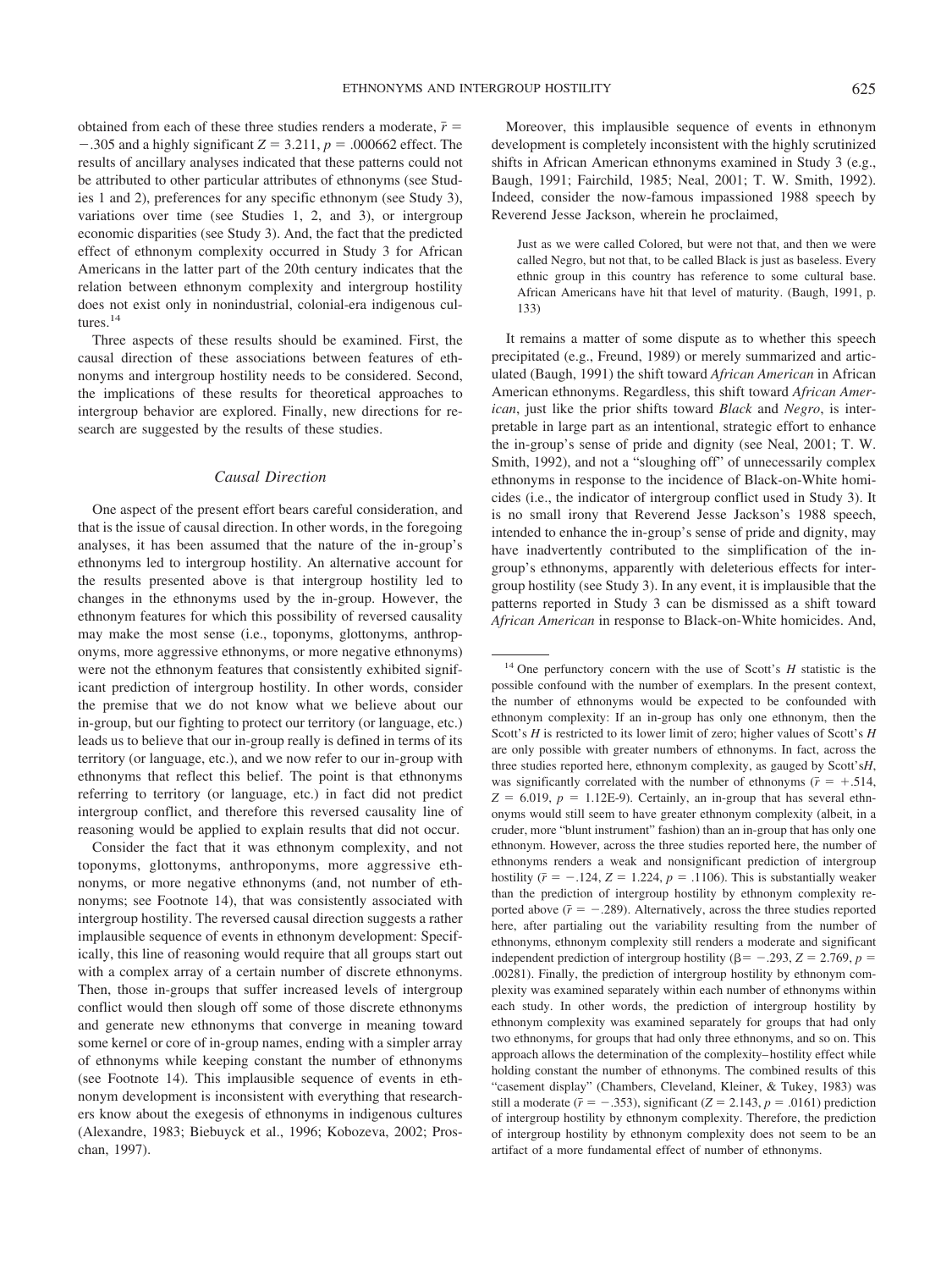obtained from each of these three studies renders a moderate, $\bar{r} = -.305$ and a highly significant $Z = 3.211$, $p = .000662$ effect. The results of ancillary analyses indicated that these patterns could not be attributed to other particular attributes of ethnonyms (see Studies 1 and 2), preferences for any specific ethnonym (see Study 3), variations over time (see Studies 1, 2, and 3), or intergroup economic disparities (see Study 3). And, the fact that the predicted effect of ethnonym complexity occurred in Study 3 for African Americans in the latter part of the 20th century indicates that the relation between ethnonym complexity and intergroup hostility does not exist only in nonindustrial, colonial-era indigenous cultures.[14]

Three aspects of these results should be examined. First, the causal direction of these associations between features of ethnonyms and intergroup hostility needs to be considered. Second, the implications of these results for theoretical approaches to intergroup behavior are explored. Finally, new directions for research are suggested by the results of these studies.

### *Causal Direction*

One aspect of the present effort bears careful consideration, and that is the issue of causal direction. In other words, in the foregoing analyses, it has been assumed that the nature of the in-group's ethnonyms led to intergroup hostility. An alternative account for the results presented above is that intergroup hostility led to changes in the ethnonyms used by the in-group. However, the ethnonym features for which this possibility of reversed causality may make the most sense (i.e., toponyms, glottonyms, anthroponyms, more aggressive ethnonyms, or more negative ethnonyms) were not the ethnonym features that consistently exhibited significant prediction of intergroup hostility. In other words, consider the premise that we do not know what we believe about our in-group, but our fighting to protect our territory (or language, etc.) leads us to believe that our in-group really is defined in terms of its territory (or language, etc.), and we now refer to our in-group with ethnonyms that reflect this belief. The point is that ethnonyms referring to territory (or language, etc.) in fact did not predict intergroup conflict, and therefore this reversed causality line of reasoning would be applied to explain results that did not occur.

Consider the fact that it was ethnonym complexity, and not toponyms, glottonyms, anthroponyms, more aggressive ethnonyms, or more negative ethnonyms (and, not number of ethnonyms; see Footnote 14), that was consistently associated with intergroup hostility. The reversed causal direction suggests a rather implausible sequence of events in ethnonym development: Specifically, this line of reasoning would require that all groups start out with a complex array of a certain number of discrete ethnonyms. Then, those in-groups that suffer increased levels of intergroup conflict would then slough off some of those discrete ethnonyms and generate new ethnonyms that converge in meaning toward some kernel or core of in-group names, ending with a simpler array of ethnonyms while keeping constant the number of ethnonyms (see Footnote 14). This implausible sequence of events in ethnonym development is inconsistent with everything that researchers know about the exegesis of ethnonyms in indigenous cultures (Alexandre, 1983; Biebuyck et al., 1996; Kobozeva, 2002; Proschan, 1997).

Moreover, this implausible sequence of events in ethnonym development is completely inconsistent with the highly scrutinized shifts in African American ethnonyms examined in Study 3 (e.g., Baugh, 1991; Fairchild, 1985; Neal, 2001; T. W. Smith, 1992). Indeed, consider the now-famous impassioned 1988 speech by Reverend Jesse Jackson, wherein he proclaimed,

> Just as we were called Colored, but were not that, and then we were called Negro, but not that, to be called Black is just as baseless. Every ethnic group in this country has reference to some cultural base. African Americans have hit that level of maturity. (Baugh, 1991, p. 133)

It remains a matter of some dispute as to whether this speech precipitated (e.g., Freund, 1989) or merely summarized and articulated (Baugh, 1991) the shift toward *African American* in African American ethnonyms. Regardless, this shift toward *African American*, just like the prior shifts toward *Black* and *Negro*, is interpretable in large part as an intentional, strategic effort to enhance the in-group's sense of pride and dignity (see Neal, 2001; T. W. Smith, 1992), and not a "sloughing off" of unnecessarily complex ethnonyms in response to the incidence of Black-on-White homicides (i.e., the indicator of intergroup conflict used in Study 3). It is no small irony that Reverend Jesse Jackson's 1988 speech, intended to enhance the in-group's sense of pride and dignity, may have inadvertently contributed to the simplification of the in-group's ethnonyms, apparently with deleterious effects for intergroup hostility (see Study 3). In any event, it is implausible that the patterns reported in Study 3 can be dismissed as a shift toward *African American* in response to Black-on-White homicides. And,

---

[14] One perfunctory concern with the use of Scott's $H$ statistic is the possible confound with the number of exemplars. In the present context, the number of ethnonyms would be expected to be confounded with ethnonym complexity: If an in-group has only one ethnonym, then the Scott's $H$ is restricted to its lower limit of zero; higher values of Scott's $H$ are only possible with greater numbers of ethnonyms. In fact, across the three studies reported here, ethnonym complexity, as gauged by Scott's $H$, was significantly correlated with the number of ethnonyms ($\bar{r} = +.514$, $Z = 6.019$, $p = 1.12\text{E-}9$). Certainly, an in-group that has several ethnonyms would still seem to have greater ethnonym complexity (albeit, in a cruder, more "blunt instrument" fashion) than an in-group that has only one ethnonym. However, across the three studies reported here, the number of ethnonyms renders a weak and nonsignificant prediction of intergroup hostility ($\bar{r} = -.124$, $Z = 1.224$, $p = .1106$). This is substantially weaker than the prediction of intergroup hostility by ethnonym complexity reported above ($\bar{r} = -.289$). Alternatively, across the three studies reported here, after partialing out the variability resulting from the number of ethnonyms, ethnonym complexity still renders a moderate and significant independent prediction of intergroup hostility ($\beta = -.293$, $Z = 2.769$, $p = .00281$). Finally, the prediction of intergroup hostility by ethnonym complexity was examined separately within each number of ethnonyms within each study. In other words, the prediction of intergroup hostility by ethnonym complexity was examined separately for groups that had only two ethnonyms, for groups that had only three ethnonyms, and so on. This approach allows the determination of the complexity–hostility effect while holding constant the number of ethnonyms. The combined results of this "casement display" (Chambers, Cleveland, Kleiner, & Tukey, 1983) was still a moderate ($\bar{r} = -.353$), significant ($Z = 2.143$, $p = .0161$) prediction of intergroup hostility by ethnonym complexity. Therefore, the prediction of intergroup hostility by ethnonym complexity does not seem to be an artifact of a more fundamental effect of number of ethnonyms.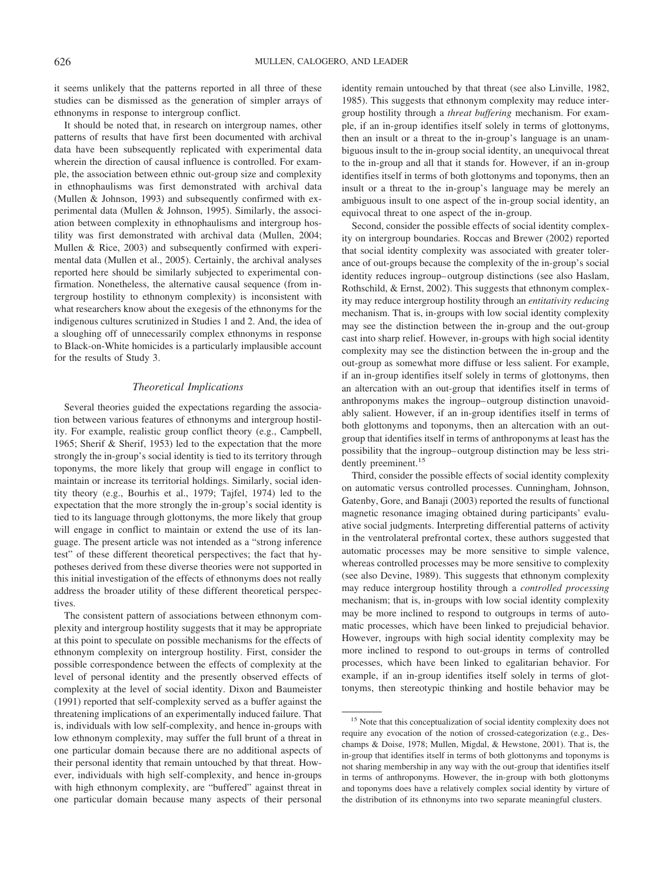it seems unlikely that the patterns reported in all three of these studies can be dismissed as the generation of simpler arrays of ethnonyms in response to intergroup conflict.

It should be noted that, in research on intergroup names, other patterns of results that have first been documented with archival data have been subsequently replicated with experimental data wherein the direction of causal influence is controlled. For example, the association between ethnic out-group size and complexity in ethnophaulisms was first demonstrated with archival data (Mullen & Johnson, 1993) and subsequently confirmed with experimental data (Mullen & Johnson, 1995). Similarly, the association between complexity in ethnophaulisms and intergroup hostility was first demonstrated with archival data (Mullen, 2004; Mullen & Rice, 2003) and subsequently confirmed with experimental data (Mullen et al., 2005). Certainly, the archival analyses reported here should be similarly subjected to experimental confirmation. Nonetheless, the alternative causal sequence (from intergroup hostility to ethnonym complexity) is inconsistent with what researchers know about the exegesis of the ethnonyms for the indigenous cultures scrutinized in Studies 1 and 2. And, the idea of a sloughing off of unnecessarily complex ethnonyms in response to Black-on-White homicides is a particularly implausible account for the results of Study 3.

### *Theoretical Implications*

Several theories guided the expectations regarding the association between various features of ethnonyms and intergroup hostility. For example, realistic group conflict theory (e.g., Campbell, 1965; Sherif & Sherif, 1953) led to the expectation that the more strongly the in-group's social identity is tied to its territory through toponyms, the more likely that group will engage in conflict to maintain or increase its territorial holdings. Similarly, social identity theory (e.g., Bourhis et al., 1979; Tajfel, 1974) led to the expectation that the more strongly the in-group's social identity is tied to its language through glottonyms, the more likely that group will engage in conflict to maintain or extend the use of its language. The present article was not intended as a "strong inference test" of these different theoretical perspectives; the fact that hypotheses derived from these diverse theories were not supported in this initial investigation of the effects of ethnonyms does not really address the broader utility of these different theoretical perspectives.

The consistent pattern of associations between ethnonym complexity and intergroup hostility suggests that it may be appropriate at this point to speculate on possible mechanisms for the effects of ethnonym complexity on intergroup hostility. First, consider the possible correspondence between the effects of complexity at the level of personal identity and the presently observed effects of complexity at the level of social identity. Dixon and Baumeister (1991) reported that self-complexity served as a buffer against the threatening implications of an experimentally induced failure. That is, individuals with low self-complexity, and hence in-groups with low ethnonym complexity, may suffer the full brunt of a threat in one particular domain because there are no additional aspects of their personal identity that remain untouched by that threat. However, individuals with high self-complexity, and hence in-groups with high ethnonym complexity, are "buffered" against threat in one particular domain because many aspects of their personal identity remain untouched by that threat (see also Linville, 1982, 1985). This suggests that ethnonym complexity may reduce intergroup hostility through a *threat buffering* mechanism. For example, if an in-group identifies itself solely in terms of glottonyms, then an insult or a threat to the in-group's language is an unambiguous insult to the in-group social identity, an unequivocal threat to the in-group and all that it stands for. However, if an in-group identifies itself in terms of both glottonyms and toponyms, then an insult or a threat to the in-group's language may be merely an ambiguous insult to one aspect of the in-group social identity, an equivocal threat to one aspect of the in-group.

Second, consider the possible effects of social identity complexity on intergroup boundaries. Roccas and Brewer (2002) reported that social identity complexity was associated with greater tolerance of out-groups because the complexity of the in-group's social identity reduces ingroup–outgroup distinctions (see also Haslam, Rothschild, & Ernst, 2002). This suggests that ethnonym complexity may reduce intergroup hostility through an *entitativity reducing* mechanism. That is, in-groups with low social identity complexity may see the distinction between the in-group and the out-group cast into sharp relief. However, in-groups with high social identity complexity may see the distinction between the in-group and the out-group as somewhat more diffuse or less salient. For example, if an in-group identifies itself solely in terms of glottonyms, then an altercation with an out-group that identifies itself in terms of anthroponyms makes the ingroup–outgroup distinction unavoidably salient. However, if an in-group identifies itself in terms of both glottonyms and toponyms, then an altercation with an out-group that identifies itself in terms of anthroponyms at least has the possibility that the ingroup–outgroup distinction may be less stridently preeminent.[15]

Third, consider the possible effects of social identity complexity on automatic versus controlled processes. Cunningham, Johnson, Gatenby, Gore, and Banaji (2003) reported the results of functional magnetic resonance imaging obtained during participants' evaluative social judgments. Interpreting differential patterns of activity in the ventrolateral prefrontal cortex, these authors suggested that automatic processes may be more sensitive to simple valence, whereas controlled processes may be more sensitive to complexity (see also Devine, 1989). This suggests that ethnonym complexity may reduce intergroup hostility through a *controlled processing* mechanism; that is, in-groups with low social identity complexity may be more inclined to respond to outgroups in terms of automatic processes, which have been linked to prejudicial behavior. However, ingroups with high social identity complexity may be more inclined to respond to out-groups in terms of controlled processes, which have been linked to egalitarian behavior. For example, if an in-group identifies itself solely in terms of glottonyms, then stereotypic thinking and hostile behavior may be

[15] Note that this conceptualization of social identity complexity does not require any evocation of the notion of crossed-categorization (e.g., Deschamps & Doise, 1978; Mullen, Migdal, & Hewstone, 2001). That is, the in-group that identifies itself in terms of both glottonyms and toponyms is not sharing membership in any way with the out-group that identifies itself in terms of anthroponyms. However, the in-group with both glottonyms and toponyms does have a relatively complex social identity by virture of the distribution of its ethnonyms into two separate meaningful clusters.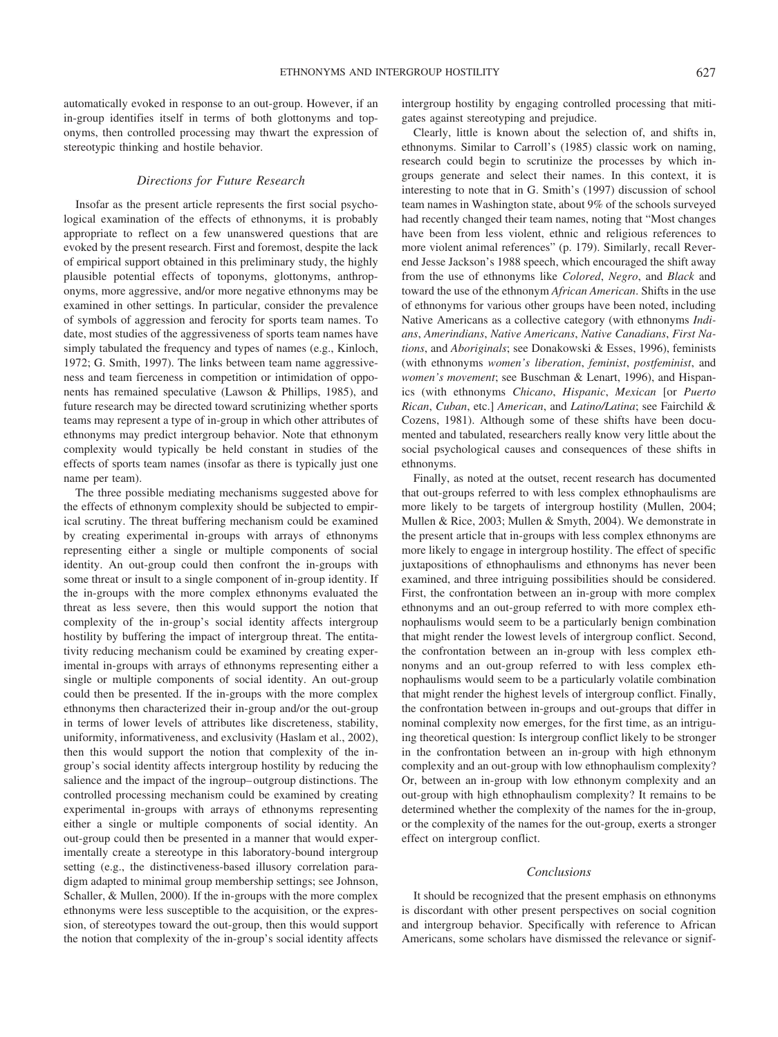automatically evoked in response to an out-group. However, if an in-group identifies itself in terms of both glottonyms and toponyms, then controlled processing may thwart the expression of stereotypic thinking and hostile behavior.

### *Directions for Future Research*

Insofar as the present article represents the first social psychological examination of the effects of ethnonyms, it is probably appropriate to reflect on a few unanswered questions that are evoked by the present research. First and foremost, despite the lack of empirical support obtained in this preliminary study, the highly plausible potential effects of toponyms, glottonyms, anthroponyms, more aggressive, and/or more negative ethnonyms may be examined in other settings. In particular, consider the prevalence of symbols of aggression and ferocity for sports team names. To date, most studies of the aggressiveness of sports team names have simply tabulated the frequency and types of names (e.g., Kinloch, 1972; G. Smith, 1997). The links between team name aggressiveness and team fierceness in competition or intimidation of opponents has remained speculative (Lawson & Phillips, 1985), and future research may be directed toward scrutinizing whether sports teams may represent a type of in-group in which other attributes of ethnonyms may predict intergroup behavior. Note that ethnonym complexity would typically be held constant in studies of the effects of sports team names (insofar as there is typically just one name per team).

The three possible mediating mechanisms suggested above for the effects of ethnonym complexity should be subjected to empirical scrutiny. The threat buffering mechanism could be examined by creating experimental in-groups with arrays of ethnonyms representing either a single or multiple components of social identity. An out-group could then confront the in-groups with some threat or insult to a single component of in-group identity. If the in-groups with the more complex ethnonyms evaluated the threat as less severe, then this would support the notion that complexity of the in-group's social identity affects intergroup hostility by buffering the impact of intergroup threat. The entitativity reducing mechanism could be examined by creating experimental in-groups with arrays of ethnonyms representing either a single or multiple components of social identity. An out-group could then be presented. If the in-groups with the more complex ethnonyms then characterized their in-group and/or the out-group in terms of lower levels of attributes like discreteness, stability, uniformity, informativeness, and exclusivity (Haslam et al., 2002), then this would support the notion that complexity of the in-group's social identity affects intergroup hostility by reducing the salience and the impact of the ingroup–outgroup distinctions. The controlled processing mechanism could be examined by creating experimental in-groups with arrays of ethnonyms representing either a single or multiple components of social identity. An out-group could then be presented in a manner that would experimentally create a stereotype in this laboratory-bound intergroup setting (e.g., the distinctiveness-based illusory correlation paradigm adapted to minimal group membership settings; see Johnson, Schaller, & Mullen, 2000). If the in-groups with the more complex ethnonyms were less susceptible to the acquisition, or the expression, of stereotypes toward the out-group, then this would support the notion that complexity of the in-group's social identity affects intergroup hostility by engaging controlled processing that mitigates against stereotyping and prejudice.

Clearly, little is known about the selection of, and shifts in, ethnonyms. Similar to Carroll's (1985) classic work on naming, research could begin to scrutinize the processes by which in-groups generate and select their names. In this context, it is interesting to note that in G. Smith's (1997) discussion of school team names in Washington state, about 9% of the schools surveyed had recently changed their team names, noting that "Most changes have been from less violent, ethnic and religious references to more violent animal references" (p. 179). Similarly, recall Reverend Jesse Jackson's 1988 speech, which encouraged the shift away from the use of ethnonyms like *Colored*, *Negro*, and *Black* and toward the use of the ethnonym *African American*. Shifts in the use of ethnonyms for various other groups have been noted, including Native Americans as a collective category (with ethnonyms *Indians*, *Amerindians*, *Native Americans*, *Native Canadians*, *First Nations*, and *Aboriginals*; see Donakowski & Esses, 1996), feminists (with ethnonyms *women's liberation*, *feminist*, *postfeminist*, and *women's movement*; see Buschman & Lenart, 1996), and Hispanics (with ethnonyms *Chicano*, *Hispanic*, *Mexican* [or *Puerto Rican*, *Cuban*, etc.] *American*, and *Latino/Latina*; see Fairchild & Cozens, 1981). Although some of these shifts have been documented and tabulated, researchers really know very little about the social psychological causes and consequences of these shifts in ethnonyms.

Finally, as noted at the outset, recent research has documented that out-groups referred to with less complex ethnophaulisms are more likely to be targets of intergroup hostility (Mullen, 2004; Mullen & Rice, 2003; Mullen & Smyth, 2004). We demonstrate in the present article that in-groups with less complex ethnonyms are more likely to engage in intergroup hostility. The effect of specific juxtapositions of ethnophaulisms and ethnonyms has never been examined, and three intriguing possibilities should be considered. First, the confrontation between an in-group with more complex ethnonyms and an out-group referred to with more complex ethnophaulisms would seem to be a particularly benign combination that might render the lowest levels of intergroup conflict. Second, the confrontation between an in-group with less complex ethnonyms and an out-group referred to with less complex ethnophaulisms would seem to be a particularly volatile combination that might render the highest levels of intergroup conflict. Finally, the confrontation between in-groups and out-groups that differ in nominal complexity now emerges, for the first time, as an intriguing theoretical question: Is intergroup conflict likely to be stronger in the confrontation between an in-group with high ethnonym complexity and an out-group with low ethnophaulism complexity? Or, between an in-group with low ethnonym complexity and an out-group with high ethnophaulism complexity? It remains to be determined whether the complexity of the names for the in-group, or the complexity of the names for the out-group, exerts a stronger effect on intergroup conflict.

### *Conclusions*

It should be recognized that the present emphasis on ethnonyms is discordant with other present perspectives on social cognition and intergroup behavior. Specifically with reference to African Americans, some scholars have dismissed the relevance or signif-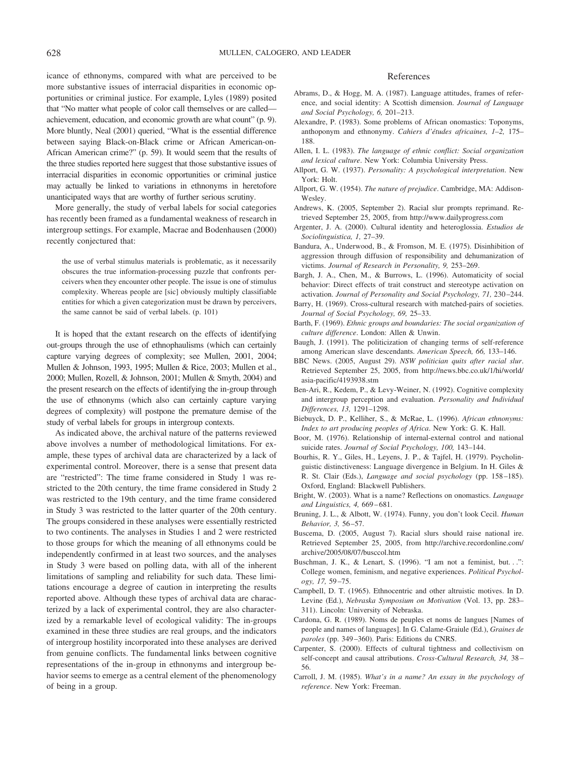icance of ethnonyms, compared with what are perceived to be more substantive issues of interracial disparities in economic opportunities or criminal justice. For example, Lyles (1989) posited that "No matter what people of color call themselves or are called—achievement, education, and economic growth are what count" (p. 9). More bluntly, Neal (2001) queried, "What is the essential difference between saying Black-on-Black crime or African American-on-African American crime?" (p. 59). It would seem that the results of the three studies reported here suggest that those substantive issues of interracial disparities in economic opportunities or criminal justice may actually be linked to variations in ethnonyms in heretofore unanticipated ways that are worthy of further serious scrutiny.

More generally, the study of verbal labels for social categories has recently been framed as a fundamental weakness of research in intergroup settings. For example, Macrae and Bodenhausen (2000) recently conjectured that:

> the use of verbal stimulus materials is problematic, as it necessarily obscures the true information-processing puzzle that confronts perceivers when they encounter other people. The issue is one of stimulus complexity. Whereas people are [sic] obviously multiply classifiable entities for which a given categorization must be drawn by perceivers, the same cannot be said of verbal labels. (p. 101)

It is hoped that the extant research on the effects of identifying out-groups through the use of ethnophaulisms (which can certainly capture varying degrees of complexity; see Mullen, 2001, 2004; Mullen & Johnson, 1993, 1995; Mullen & Rice, 2003; Mullen et al., 2000; Mullen, Rozell, & Johnson, 2001; Mullen & Smyth, 2004) and the present research on the effects of identifying the in-group through the use of ethnonyms (which also can certainly capture varying degrees of complexity) will postpone the premature demise of the study of verbal labels for groups in intergroup contexts.

As indicated above, the archival nature of the patterns reviewed above involves a number of methodological limitations. For example, these types of archival data are characterized by a lack of experimental control. Moreover, there is a sense that present data are "restricted": The time frame considered in Study 1 was restricted to the 20th century, the time frame considered in Study 2 was restricted to the 19th century, and the time frame considered in Study 3 was restricted to the latter quarter of the 20th century. The groups considered in these analyses were essentially restricted to two continents. The analyses in Studies 1 and 2 were restricted to those groups for which the meaning of all ethnonyms could be independently confirmed in at least two sources, and the analyses in Study 3 were based on polling data, with all of the inherent limitations of sampling and reliability for such data. These limitations encourage a degree of caution in interpreting the results reported above. Although these types of archival data are characterized by a lack of experimental control, they are also characterized by a remarkable level of ecological validity: The in-groups examined in these three studies are real groups, and the indicators of intergroup hostility incorporated into these analyses are derived from genuine conflicts. The fundamental links between cognitive representations of the in-group in ethnonyms and intergroup behavior seems to emerge as a central element of the phenomenology of being in a group.

## References

Abrams, D., & Hogg, M. A. (1987). Language attitudes, frames of reference, and social identity: A Scottish dimension. *Journal of Language and Social Psychology, 6,* 201–213.

Alexandre, P. (1983). Some problems of African onomastics: Toponyms, anthoponym and ethnonymy. *Cahiers d'études africaines, 1–2,* 175–188.

Allen, I. L. (1983). *The language of ethnic conflict: Social organization and lexical culture*. New York: Columbia University Press.

Allport, G. W. (1937). *Personality: A psychological interpretation*. New York: Holt.

Allport, G. W. (1954). *The nature of prejudice*. Cambridge, MA: Addison-Wesley.

Andrews, K. (2005, September 2). Racial slur prompts reprimand. Retrieved September 25, 2005, from http://www.dailyprogress.com

Argenter, J. A. (2000). Cultural identity and heteroglossia. *Estudios de Sociolinguistica, 1,* 27–39.

Bandura, A., Underwood, B., & Fromson, M. E. (1975). Disinhibition of aggression through diffusion of responsibility and dehumanization of victims. *Journal of Research in Personality, 9,* 253–269.

Bargh, J. A., Chen, M., & Burrows, L. (1996). Automaticity of social behavior: Direct effects of trait construct and stereotype activation on activation. *Journal of Personality and Social Psychology, 71,* 230–244.

Barry, H. (1969). Cross-cultural research with matched-pairs of societies. *Journal of Social Psychology, 69,* 25–33.

Barth, F. (1969). *Ethnic groups and boundaries: The social organization of culture difference*. London: Allen & Unwin.

Baugh, J. (1991). The politicization of changing terms of self-reference among American slave descendants. *American Speech, 66,* 133–146.

BBC News. (2005, August 29). *NSW politician quits after racial slur*. Retrieved September 25, 2005, from http://news.bbc.co.uk/1/hi/world/asia-pacific/4193938.stm

Ben-Ari, R., Kedem, P., & Levy-Weiner, N. (1992). Cognitive complexity and intergroup perception and evaluation. *Personality and Individual Differences, 13,* 1291–1298.

Biebuyck, D. P., Kelliher, S., & McRae, L. (1996). *African ethnonyms: Index to art producing peoples of Africa*. New York: G. K. Hall.

Boor, M. (1976). Relationship of internal-external control and national suicide rates. *Journal of Social Psychology, 100,* 143–144.

Bourhis, R. Y., Giles, H., Leyens, J. P., & Tajfel, H. (1979). Psycholinguistic distinctiveness: Language divergence in Belgium. In H. Giles & R. St. Clair (Eds.), *Language and social psychology* (pp. 158–185). Oxford, England: Blackwell Publishers.

Bright, W. (2003). What is a name? Reflections on onomastics. *Language and Linguistics, 4,* 669–681.

Bruning, J. L., & Albott, W. (1974). Funny, you don't look Cecil. *Human Behavior, 3,* 56–57.

Buscema, D. (2005, August 7). Racial slurs should raise national ire. Retrieved September 25, 2005, from http://archive.recordonline.com/archive/2005/08/07/busccol.htm

Buschman, J. K., & Lenart, S. (1996). "I am not a feminist, but. . .": College women, feminism, and negative experiences. *Political Psychology, 17,* 59–75.

Campbell, D. T. (1965). Ethnocentric and other altruistic motives. In D. Levine (Ed.), *Nebraska Symposium on Motivation* (Vol. 13, pp. 283–311). Lincoln: University of Nebraska.

Cardona, G. R. (1989). Noms de peuples et noms de langues [Names of people and names of languages]. In G. Calame-Graiule (Ed.), *Graines de paroles* (pp. 349–360). Paris: Editions du CNRS.

Carpenter, S. (2000). Effects of cultural tightness and collectivism on self-concept and causal attributions. *Cross-Cultural Research, 34,* 38–56.

Carroll, J. M. (1985). *What's in a name? An essay in the psychology of reference*. New York: Freeman.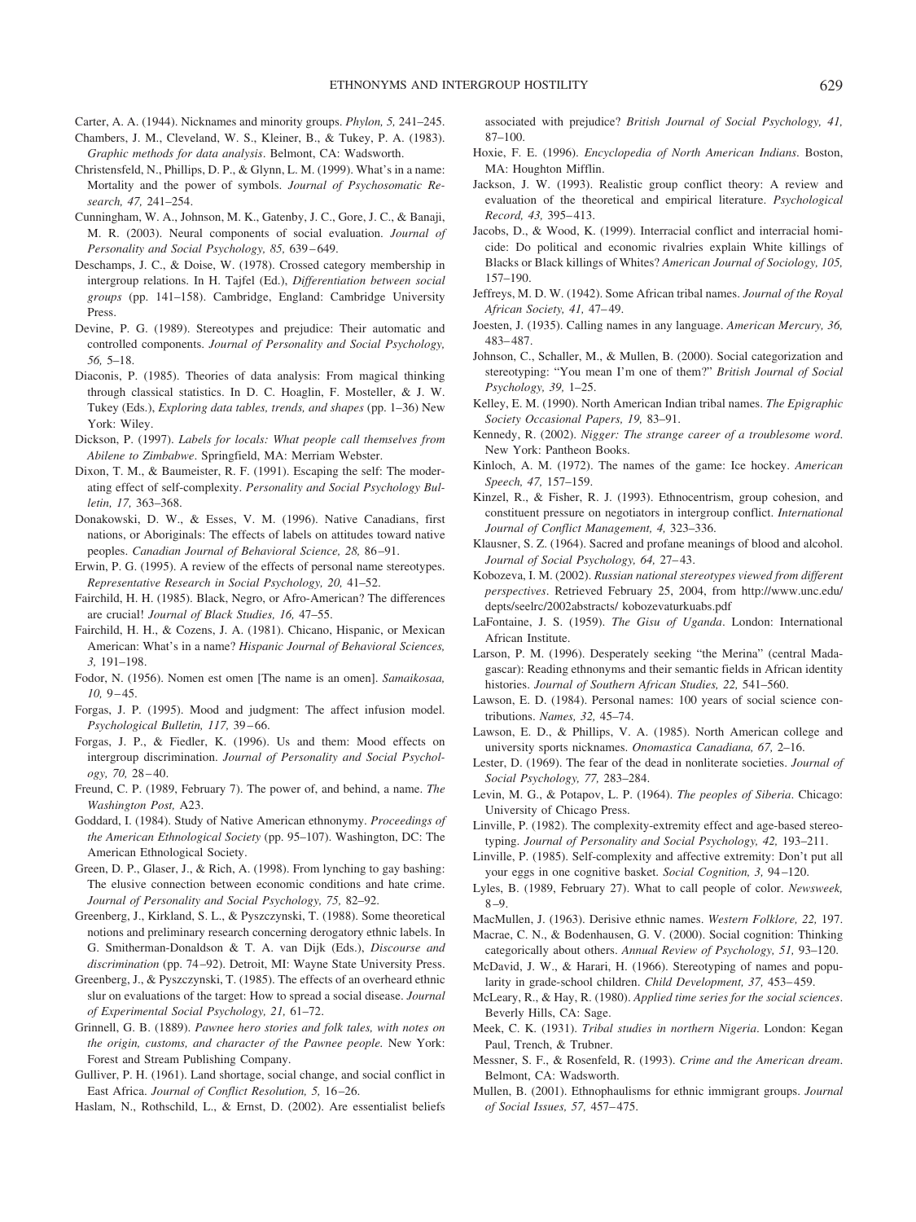Carter, A. A. (1944). Nicknames and minority groups. *Phylon, 5,* 241–245.

Chambers, J. M., Cleveland, W. S., Kleiner, B., & Tukey, P. A. (1983). *Graphic methods for data analysis*. Belmont, CA: Wadsworth.

Christensfeld, N., Phillips, D. P., & Glynn, L. M. (1999). What's in a name: Mortality and the power of symbols. *Journal of Psychosomatic Research, 47,* 241–254.

Cunningham, W. A., Johnson, M. K., Gatenby, J. C., Gore, J. C., & Banaji, M. R. (2003). Neural components of social evaluation. *Journal of Personality and Social Psychology, 85,* 639–649.

Deschamps, J. C., & Doise, W. (1978). Crossed category membership in intergroup relations. In H. Tajfel (Ed.), *Differentiation between social groups* (pp. 141–158). Cambridge, England: Cambridge University Press.

Devine, P. G. (1989). Stereotypes and prejudice: Their automatic and controlled components. *Journal of Personality and Social Psychology, 56,* 5–18.

Diaconis, P. (1985). Theories of data analysis: From magical thinking through classical statistics. In D. C. Hoaglin, F. Mosteller, & J. W. Tukey (Eds.), *Exploring data tables, trends, and shapes* (pp. 1–36) New York: Wiley.

Dickson, P. (1997). *Labels for locals: What people call themselves from Abilene to Zimbabwe*. Springfield, MA: Merriam Webster.

Dixon, T. M., & Baumeister, R. F. (1991). Escaping the self: The moderating effect of self-complexity. *Personality and Social Psychology Bulletin, 17,* 363–368.

Donakowski, D. W., & Esses, V. M. (1996). Native Canadians, first nations, or Aboriginals: The effects of labels on attitudes toward native peoples. *Canadian Journal of Behavioral Science, 28,* 86–91.

Erwin, P. G. (1995). A review of the effects of personal name stereotypes. *Representative Research in Social Psychology, 20,* 41–52.

Fairchild, H. H. (1985). Black, Negro, or Afro-American? The differences are crucial! *Journal of Black Studies, 16,* 47–55.

Fairchild, H. H., & Cozens, J. A. (1981). Chicano, Hispanic, or Mexican American: What's in a name? *Hispanic Journal of Behavioral Sciences, 3,* 191–198.

Fodor, N. (1956). Nomen est omen [The name is an omen]. *Samaikosaa, 10,* 9–45.

Forgas, J. P. (1995). Mood and judgment: The affect infusion model. *Psychological Bulletin, 117,* 39–66.

Forgas, J. P., & Fiedler, K. (1996). Us and them: Mood effects on intergroup discrimination. *Journal of Personality and Social Psychology, 70,* 28–40.

Freund, C. P. (1989, February 7). The power of, and behind, a name. *The Washington Post,* A23.

Goddard, I. (1984). Study of Native American ethnonymy. *Proceedings of the American Ethnological Society* (pp. 95–107). Washington, DC: The American Ethnological Society.

Green, D. P., Glaser, J., & Rich, A. (1998). From lynching to gay bashing: The elusive connection between economic conditions and hate crime. *Journal of Personality and Social Psychology, 75,* 82–92.

Greenberg, J., Kirkland, S. L., & Pyszczynski, T. (1988). Some theoretical notions and preliminary research concerning derogatory ethnic labels. In G. Smitherman-Donaldson & T. A. van Dijk (Eds.), *Discourse and discrimination* (pp. 74–92). Detroit, MI: Wayne State University Press.

Greenberg, J., & Pyszczynski, T. (1985). The effects of an overheard ethnic slur on evaluations of the target: How to spread a social disease. *Journal of Experimental Social Psychology, 21,* 61–72.

Grinnell, G. B. (1889). *Pawnee hero stories and folk tales, with notes on the origin, customs, and character of the Pawnee people.* New York: Forest and Stream Publishing Company.

Gulliver, P. H. (1961). Land shortage, social change, and social conflict in East Africa. *Journal of Conflict Resolution, 5,* 16–26.

Haslam, N., Rothschild, L., & Ernst, D. (2002). Are essentialist beliefs associated with prejudice? *British Journal of Social Psychology, 41,* 87–100.

Hoxie, F. E. (1996). *Encyclopedia of North American Indians*. Boston, MA: Houghton Mifflin.

Jackson, J. W. (1993). Realistic group conflict theory: A review and evaluation of the theoretical and empirical literature. *Psychological Record, 43,* 395–413.

Jacobs, D., & Wood, K. (1999). Interracial conflict and interracial homicide: Do political and economic rivalries explain White killings of Blacks or Black killings of Whites? *American Journal of Sociology, 105,* 157–190.

Jeffreys, M. D. W. (1942). Some African tribal names. *Journal of the Royal African Society, 41,* 47–49.

Joesten, J. (1935). Calling names in any language. *American Mercury, 36,* 483–487.

Johnson, C., Schaller, M., & Mullen, B. (2000). Social categorization and stereotyping: "You mean I'm one of them?" *British Journal of Social Psychology, 39,* 1–25.

Kelley, E. M. (1990). North American Indian tribal names. *The Epigraphic Society Occasional Papers, 19,* 83–91.

Kennedy, R. (2002). *Nigger: The strange career of a troublesome word*. New York: Pantheon Books.

Kinloch, A. M. (1972). The names of the game: Ice hockey. *American Speech, 47,* 157–159.

Kinzel, R., & Fisher, R. J. (1993). Ethnocentrism, group cohesion, and constituent pressure on negotiators in intergroup conflict. *International Journal of Conflict Management, 4,* 323–336.

Klausner, S. Z. (1964). Sacred and profane meanings of blood and alcohol. *Journal of Social Psychology, 64,* 27–43.

Kobozeva, I. M. (2002). *Russian national stereotypes viewed from different perspectives*. Retrieved February 25, 2004, from http://www.unc.edu/depts/seelrc/2002abstracts/ kobozevaturkuabs.pdf

LaFontaine, J. S. (1959). *The Gisu of Uganda*. London: International African Institute.

Larson, P. M. (1996). Desperately seeking "the Merina" (central Madagascar): Reading ethnonyms and their semantic fields in African identity histories. *Journal of Southern African Studies, 22,* 541–560.

Lawson, E. D. (1984). Personal names: 100 years of social science contributions. *Names, 32,* 45–74.

Lawson, E. D., & Phillips, V. A. (1985). North American college and university sports nicknames. *Onomastica Canadiana, 67,* 2–16.

Lester, D. (1969). The fear of the dead in nonliterate societies. *Journal of Social Psychology, 77,* 283–284.

Levin, M. G., & Potapov, L. P. (1964). *The peoples of Siberia*. Chicago: University of Chicago Press.

Linville, P. (1982). The complexity-extremity effect and age-based stereotyping. *Journal of Personality and Social Psychology, 42,* 193–211.

Linville, P. (1985). Self-complexity and affective extremity: Don't put all your eggs in one cognitive basket. *Social Cognition, 3,* 94–120.

Lyles, B. (1989, February 27). What to call people of color. *Newsweek,* 8–9.

MacMullen, J. (1963). Derisive ethnic names. *Western Folklore, 22,* 197.

Macrae, C. N., & Bodenhausen, G. V. (2000). Social cognition: Thinking categorically about others. *Annual Review of Psychology, 51,* 93–120.

McDavid, J. W., & Harari, H. (1966). Stereotyping of names and popularity in grade-school children. *Child Development, 37,* 453–459.

McLeary, R., & Hay, R. (1980). *Applied time series for the social sciences*. Beverly Hills, CA: Sage.

Meek, C. K. (1931). *Tribal studies in northern Nigeria*. London: Kegan Paul, Trench, & Trubner.

Messner, S. F., & Rosenfeld, R. (1993). *Crime and the American dream*. Belmont, CA: Wadsworth.

Mullen, B. (2001). Ethnophaulisms for ethnic immigrant groups. *Journal of Social Issues, 57,* 457–475.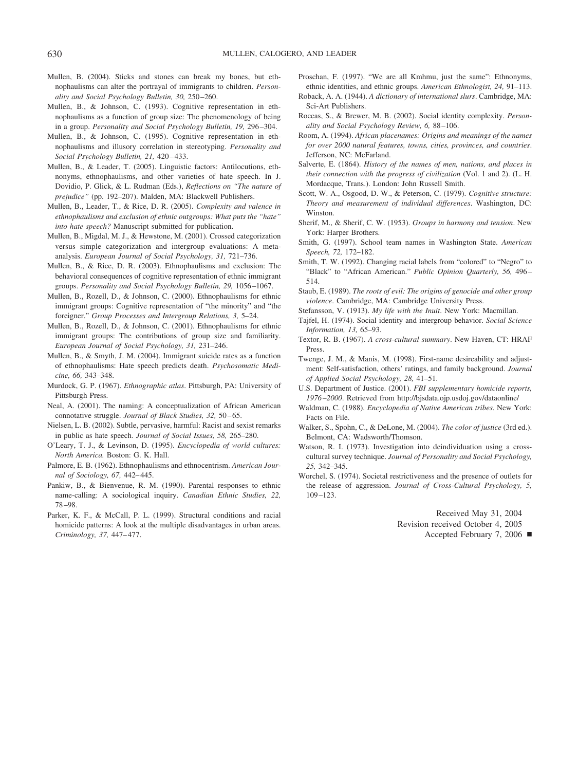Mullen, B. (2004). Sticks and stones can break my bones, but ethnophaulisms can alter the portrayal of immigrants to children. *Personality and Social Psychology Bulletin, 30,* 250–260.

Mullen, B., & Johnson, C. (1993). Cognitive representation in ethnophaulisms as a function of group size: The phenomenology of being in a group. *Personality and Social Psychology Bulletin, 19,* 296–304.

Mullen, B., & Johnson, C. (1995). Cognitive representation in ethnophaulisms and illusory correlation in stereotyping. *Personality and Social Psychology Bulletin, 21,* 420–433.

Mullen, B., & Leader, T. (2005). Linguistic factors: Antilocutions, ethnonyms, ethnophaulisms, and other varieties of hate speech. In J. Dovidio, P. Glick, & L. Rudman (Eds.), *Reflections on "The nature of prejudice"* (pp. 192–207). Malden, MA: Blackwell Publishers.

Mullen, B., Leader, T., & Rice, D. R. (2005). *Complexity and valence in ethnophaulisms and exclusion of ethnic outgroups: What puts the "hate" into hate speech?* Manuscript submitted for publication.

Mullen, B., Migdal, M. J., & Hewstone, M. (2001). Crossed categorization versus simple categorization and intergroup evaluations: A meta-analysis. *European Journal of Social Psychology, 31,* 721–736.

Mullen, B., & Rice, D. R. (2003). Ethnophaulisms and exclusion: The behavioral consequences of cognitive representation of ethnic immigrant groups. *Personality and Social Psychology Bulletin, 29,* 1056–1067.

Mullen, B., Rozell, D., & Johnson, C. (2000). Ethnophaulisms for ethnic immigrant groups: Cognitive representation of "the minority" and "the foreigner." *Group Processes and Intergroup Relations, 3,* 5–24.

Mullen, B., Rozell, D., & Johnson, C. (2001). Ethnophaulisms for ethnic immigrant groups: The contributions of group size and familiarity. *European Journal of Social Psychology, 31,* 231–246.

Mullen, B., & Smyth, J. M. (2004). Immigrant suicide rates as a function of ethnophaulisms: Hate speech predicts death. *Psychosomatic Medicine, 66,* 343–348.

Murdock, G. P. (1967). *Ethnographic atlas*. Pittsburgh, PA: University of Pittsburgh Press.

Neal, A. (2001). The naming: A conceptualization of African American connotative struggle. *Journal of Black Studies, 32,* 50–65.

Nielsen, L. B. (2002). Subtle, pervasive, harmful: Racist and sexist remarks in public as hate speech. *Journal of Social Issues, 58,* 265–280.

O'Leary, T. J., & Levinson, D. (1995). *Encyclopedia of world cultures: North America.* Boston: G. K. Hall.

Palmore, E. B. (1962). Ethnophaulisms and ethnocentrism. *American Journal of Sociology, 67,* 442–445.

Pankiw, B., & Bienvenue, R. M. (1990). Parental responses to ethnic name-calling: A sociological inquiry. *Canadian Ethnic Studies, 22,* 78–98.

Parker, K. F., & McCall, P. L. (1999). Structural conditions and racial homicide patterns: A look at the multiple disadvantages in urban areas. *Criminology, 37,* 447–477.

Proschan, F. (1997). "We are all Kmhmu, just the same": Ethnonyms, ethnic identities, and ethnic groups. *American Ethnologist, 24,* 91–113.

Roback, A. A. (1944). *A dictionary of international slurs*. Cambridge, MA: Sci-Art Publishers.

Roccas, S., & Brewer, M. B. (2002). Social identity complexity. *Personality and Social Psychology Review, 6,* 88–106.

Room, A. (1994). *African placenames: Origins and meanings of the names for over 2000 natural features, towns, cities, provinces, and countries*. Jefferson, NC: McFarland.

Salverte, E. (1864). *History of the names of men, nations, and places in their connection with the progress of civilization* (Vol. 1 and 2). (L. H. Mordacque, Trans.). London: John Russell Smith.

Scott, W. A., Osgood, D. W., & Peterson, C. (1979). *Cognitive structure: Theory and measurement of individual differences*. Washington, DC: Winston.

Sherif, M., & Sherif, C. W. (1953). *Groups in harmony and tension*. New York: Harper Brothers.

Smith, G. (1997). School team names in Washington State. *American Speech, 72,* 172–182.

Smith, T. W. (1992). Changing racial labels from "colored" to "Negro" to "Black" to "African American." *Public Opinion Quarterly, 56,* 496–514.

Staub, E. (1989). *The roots of evil: The origins of genocide and other group violence*. Cambridge, MA: Cambridge University Press.

Stefansson, V. (1913). *My life with the Inuit*. New York: Macmillan.

Tajfel, H. (1974). Social identity and intergroup behavior. *Social Science Information, 13,* 65–93.

Textor, R. B. (1967). *A cross-cultural summary*. New Haven, CT: HRAF Press.

Twenge, J. M., & Manis, M. (1998). First-name desireability and adjustment: Self-satisfaction, others' ratings, and family background. *Journal of Applied Social Psychology, 28,* 41–51.

U.S. Department of Justice. (2001). *FBI supplementary homicide reports, 1976–2000*. Retrieved from http://bjsdata.ojp.usdoj.gov/dataonline/

Waldman, C. (1988). *Encyclopedia of Native American tribes.* New York: Facts on File.

Walker, S., Spohn, C., & DeLone, M. (2004). *The color of justice* (3rd ed.). Belmont, CA: Wadsworth/Thomson.

Watson, R. I. (1973). Investigation into deindividuation using a cross-cultural survey technique. *Journal of Personality and Social Psychology, 25,* 342–345.

Worchel, S. (1974). Societal restrictiveness and the presence of outlets for the release of aggression. *Journal of Cross-Cultural Psychology, 5,* 109–123.

Received May 31, 2004
Revision received October 4, 2005
Accepted February 7, 2006 ■